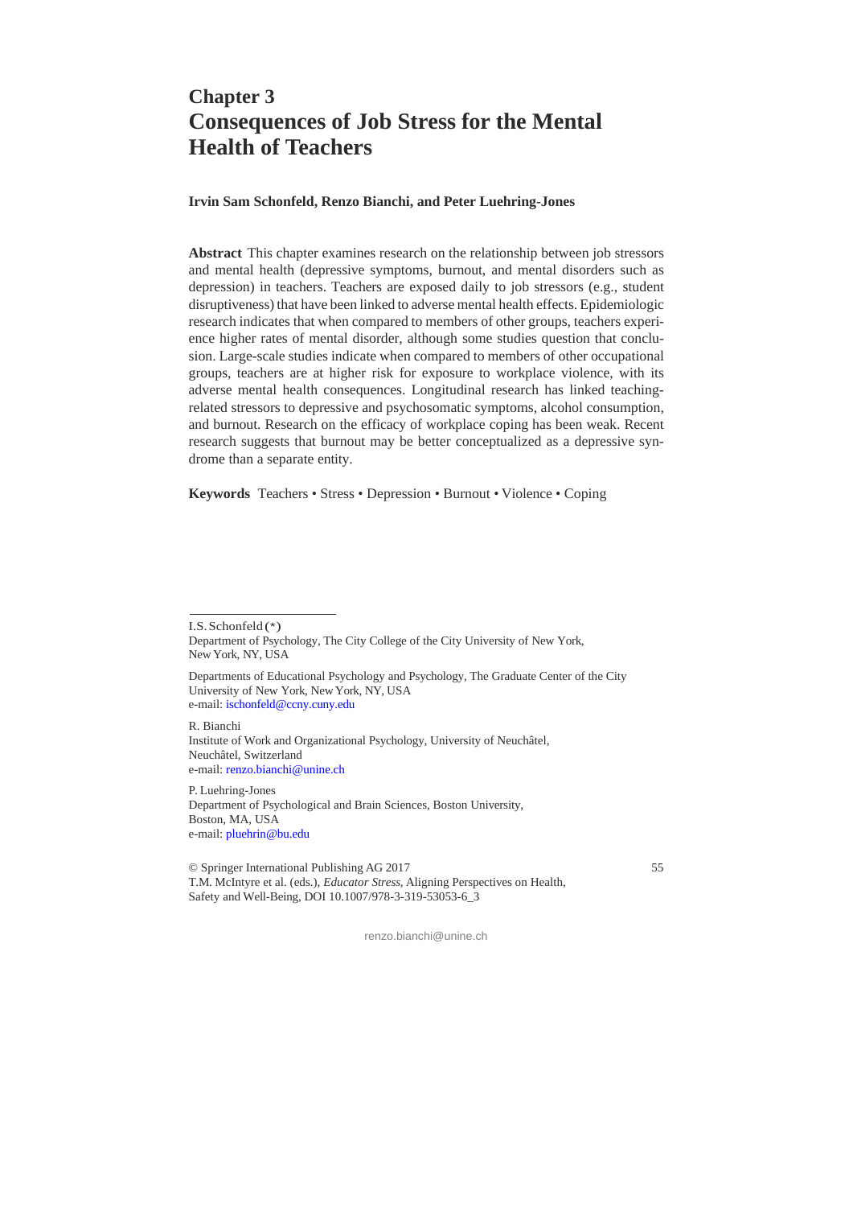# Chapter 3
# Consequences of Job Stress for the Mental Health of Teachers

**Irvin Sam Schonfeld, Renzo Bianchi, and Peter Luehring-Jones**

**Abstract** This chapter examines research on the relationship between job stressors and mental health (depressive symptoms, burnout, and mental disorders such as depression) in teachers. Teachers are exposed daily to job stressors (e.g., student disruptiveness) that have been linked to adverse mental health effects. Epidemiologic research indicates that when compared to members of other groups, teachers experience higher rates of mental disorder, although some studies question that conclusion. Large-scale studies indicate when compared to members of other occupational groups, teachers are at higher risk for exposure to workplace violence, with its adverse mental health consequences. Longitudinal research has linked teaching-related stressors to depressive and psychosomatic symptoms, alcohol consumption, and burnout. Research on the efficacy of workplace coping has been weak. Recent research suggests that burnout may be better conceptualized as a depressive syndrome than a separate entity.

**Keywords** Teachers • Stress • Depression • Burnout • Violence • Coping

---

I.S. Schonfeld (*)
Department of Psychology, The City College of the City University of New York, New York, NY, USA

Departments of Educational Psychology and Psychology, The Graduate Center of the City University of New York, New York, NY, USA
e-mail: ischonfeld@ccny.cuny.edu

R. Bianchi
Institute of Work and Organizational Psychology, University of Neuchâtel, Neuchâtel, Switzerland
e-mail: renzo.bianchi@unine.ch

P. Luehring-Jones
Department of Psychological and Brain Sciences, Boston University, Boston, MA, USA
e-mail: pluehrin@bu.edu

© Springer International Publishing AG 2017
T.M. McIntyre et al. (eds.), *Educator Stress*, Aligning Perspectives on Health, Safety and Well-Being, DOI 10.1007/978-3-319-53053-6_3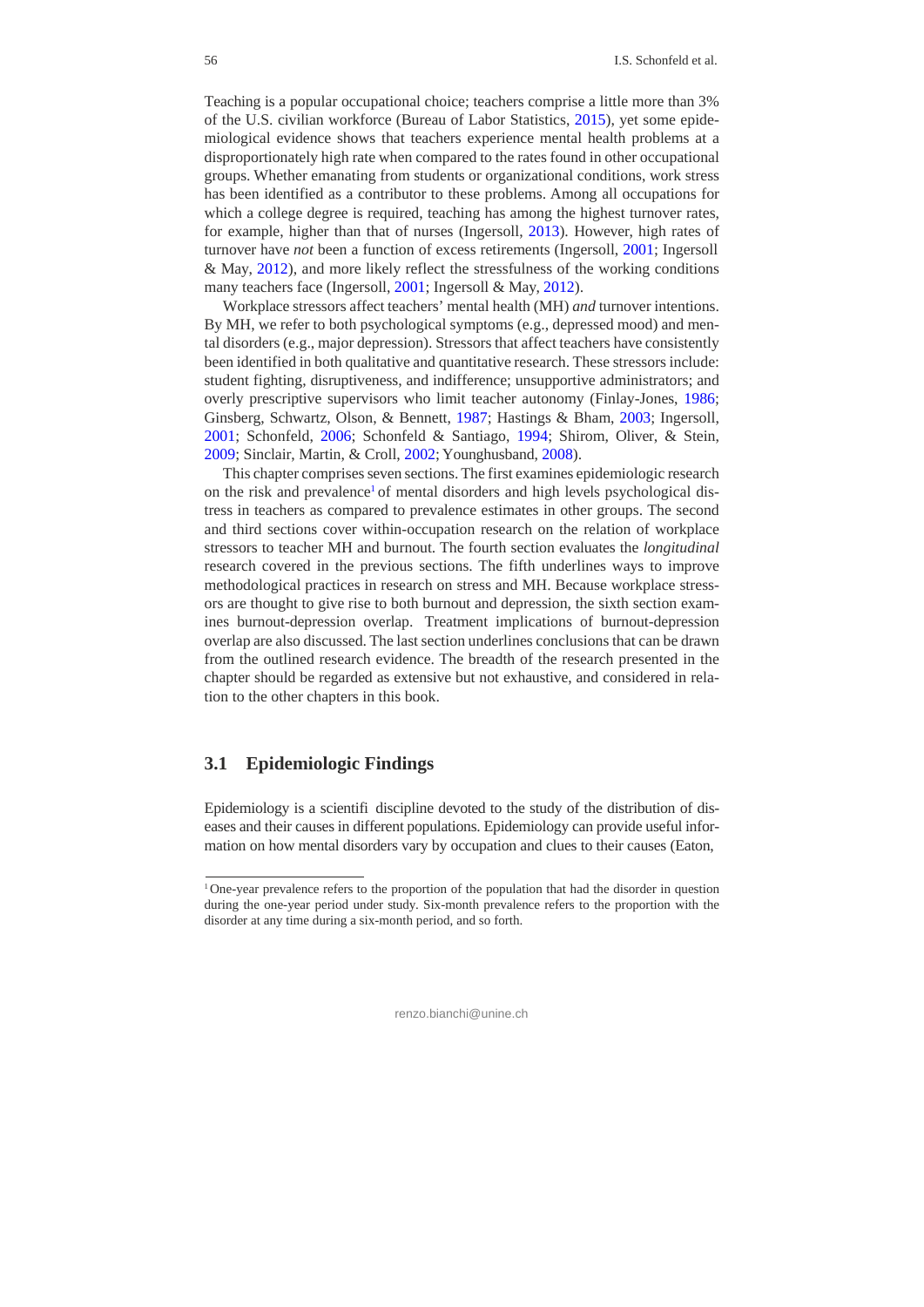Teaching is a popular occupational choice; teachers comprise a little more than 3% of the U.S. civilian workforce (Bureau of Labor Statistics, 2015), yet some epidemiological evidence shows that teachers experience mental health problems at a disproportionately high rate when compared to the rates found in other occupational groups. Whether emanating from students or organizational conditions, work stress has been identified as a contributor to these problems. Among all occupations for which a college degree is required, teaching has among the highest turnover rates, for example, higher than that of nurses (Ingersoll, 2013). However, high rates of turnover have *not* been a function of excess retirements (Ingersoll, 2001; Ingersoll & May, 2012), and more likely reflect the stressfulness of the working conditions many teachers face (Ingersoll, 2001; Ingersoll & May, 2012).

Workplace stressors affect teachers' mental health (MH) *and* turnover intentions. By MH, we refer to both psychological symptoms (e.g., depressed mood) and mental disorders (e.g., major depression). Stressors that affect teachers have consistently been identified in both qualitative and quantitative research. These stressors include: student fighting, disruptiveness, and indifference; unsupportive administrators; and overly prescriptive supervisors who limit teacher autonomy (Finlay-Jones, 1986; Ginsberg, Schwartz, Olson, & Bennett, 1987; Hastings & Bham, 2003; Ingersoll, 2001; Schonfeld, 2006; Schonfeld & Santiago, 1994; Shirom, Oliver, & Stein, 2009; Sinclair, Martin, & Croll, 2002; Younghusband, 2008).

This chapter comprises seven sections. The first examines epidemiologic research on the risk and prevalence[1] of mental disorders and high levels psychological distress in teachers as compared to prevalence estimates in other groups. The second and third sections cover within-occupation research on the relation of workplace stressors to teacher MH and burnout. The fourth section evaluates the *longitudinal* research covered in the previous sections. The fifth underlines ways to improve methodological practices in research on stress and MH. Because workplace stressors are thought to give rise to both burnout and depression, the sixth section examines burnout-depression overlap. Treatment implications of burnout-depression overlap are also discussed. The last section underlines conclusions that can be drawn from the outlined research evidence. The breadth of the research presented in the chapter should be regarded as extensive but not exhaustive, and considered in relation to the other chapters in this book.

## 3.1 Epidemiologic Findings

Epidemiology is a scientifi discipline devoted to the study of the distribution of diseases and their causes in different populations. Epidemiology can provide useful information on how mental disorders vary by occupation and clues to their causes (Eaton,

[1] One-year prevalence refers to the proportion of the population that had the disorder in question during the one-year period under study. Six-month prevalence refers to the proportion with the disorder at any time during a six-month period, and so forth.

renzo.bianchi@unine.ch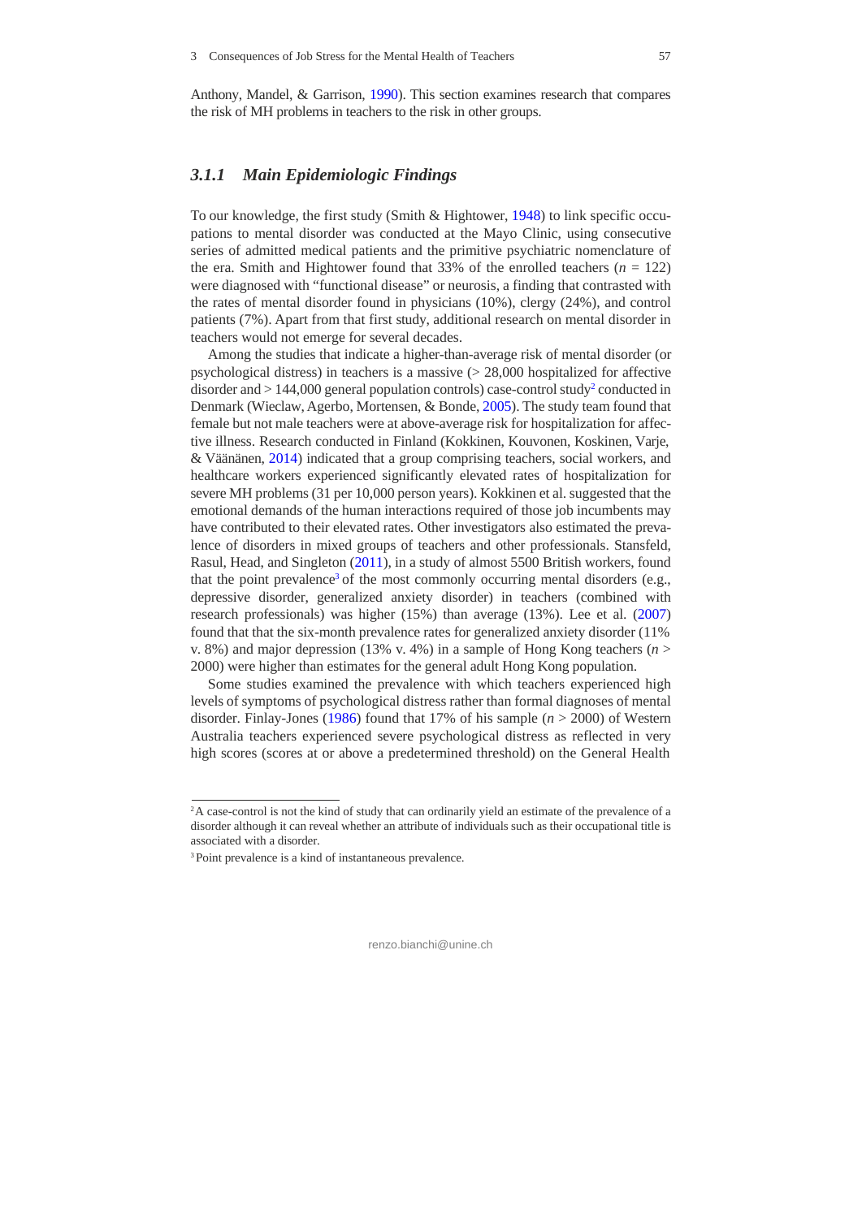Anthony, Mandel, & Garrison, 1990). This section examines research that compares the risk of MH problems in teachers to the risk in other groups.

### *3.1.1 Main Epidemiologic Findings*

To our knowledge, the first study (Smith & Hightower, 1948) to link specific occupations to mental disorder was conducted at the Mayo Clinic, using consecutive series of admitted medical patients and the primitive psychiatric nomenclature of the era. Smith and Hightower found that 33% of the enrolled teachers (*n* = 122) were diagnosed with "functional disease" or neurosis, a finding that contrasted with the rates of mental disorder found in physicians (10%), clergy (24%), and control patients (7%). Apart from that first study, additional research on mental disorder in teachers would not emerge for several decades.

Among the studies that indicate a higher-than-average risk of mental disorder (or psychological distress) in teachers is a massive (> 28,000 hospitalized for affective disorder and > 144,000 general population controls) case-control study[2] conducted in Denmark (Wieclaw, Agerbo, Mortensen, & Bonde, 2005). The study team found that female but not male teachers were at above-average risk for hospitalization for affective illness. Research conducted in Finland (Kokkinen, Kouvonen, Koskinen, Varje, & Väänänen, 2014) indicated that a group comprising teachers, social workers, and healthcare workers experienced significantly elevated rates of hospitalization for severe MH problems (31 per 10,000 person years). Kokkinen et al. suggested that the emotional demands of the human interactions required of those job incumbents may have contributed to their elevated rates. Other investigators also estimated the prevalence of disorders in mixed groups of teachers and other professionals. Stansfeld, Rasul, Head, and Singleton (2011), in a study of almost 5500 British workers, found that the point prevalence[3] of the most commonly occurring mental disorders (e.g., depressive disorder, generalized anxiety disorder) in teachers (combined with research professionals) was higher (15%) than average (13%). Lee et al. (2007) found that that the six-month prevalence rates for generalized anxiety disorder (11% v. 8%) and major depression (13% v. 4%) in a sample of Hong Kong teachers (*n* > 2000) were higher than estimates for the general adult Hong Kong population.

Some studies examined the prevalence with which teachers experienced high levels of symptoms of psychological distress rather than formal diagnoses of mental disorder. Finlay-Jones (1986) found that 17% of his sample (*n* > 2000) of Western Australia teachers experienced severe psychological distress as reflected in very high scores (scores at or above a predetermined threshold) on the General Health

---

[2] A case-control is not the kind of study that can ordinarily yield an estimate of the prevalence of a disorder although it can reveal whether an attribute of individuals such as their occupational title is associated with a disorder.

[3] Point prevalence is a kind of instantaneous prevalence.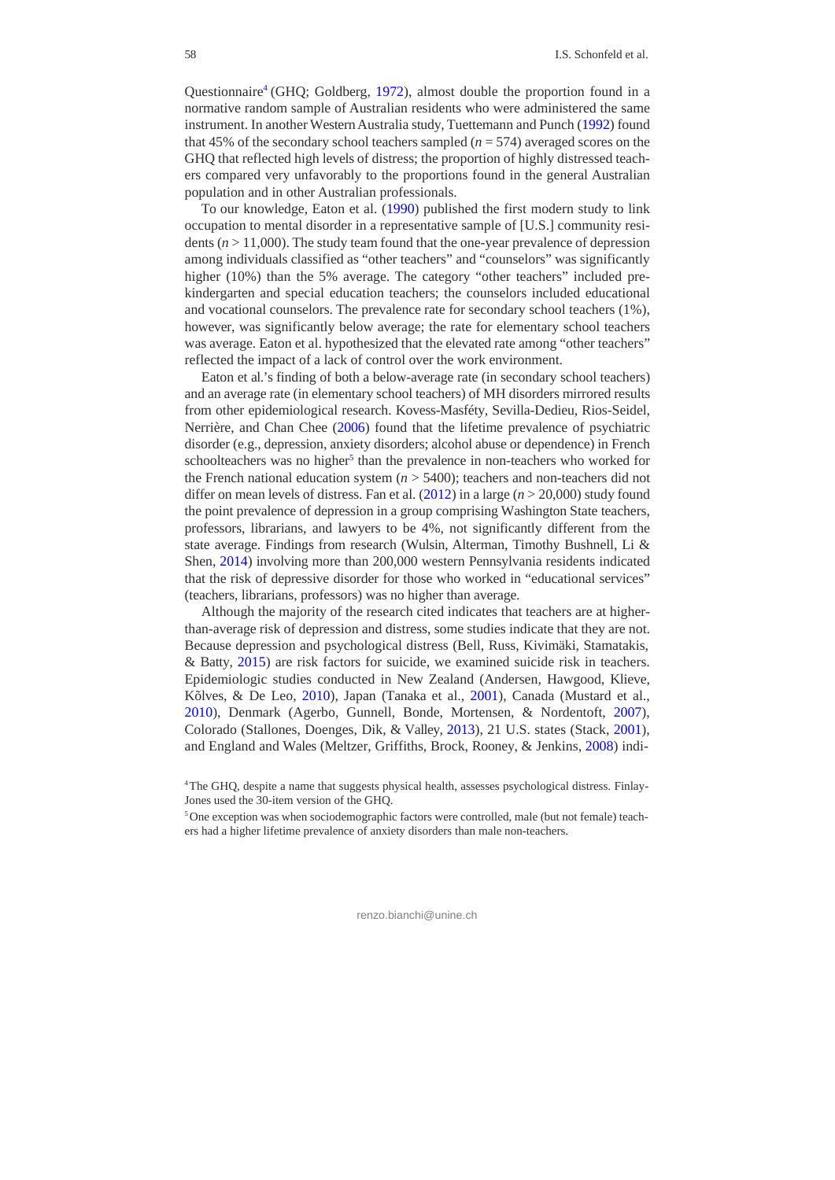Questionnaire[4] (GHQ; Goldberg, 1972), almost double the proportion found in a normative random sample of Australian residents who were administered the same instrument. In another Western Australia study, Tuettemann and Punch (1992) found that 45% of the secondary school teachers sampled ($n = 574$) averaged scores on the GHQ that reflected high levels of distress; the proportion of highly distressed teachers compared very unfavorably to the proportions found in the general Australian population and in other Australian professionals.

To our knowledge, Eaton et al. (1990) published the first modern study to link occupation to mental disorder in a representative sample of [U.S.] community residents ($n > 11,000$). The study team found that the one-year prevalence of depression among individuals classified as "other teachers" and "counselors" was significantly higher (10%) than the 5% average. The category "other teachers" included pre-kindergarten and special education teachers; the counselors included educational and vocational counselors. The prevalence rate for secondary school teachers (1%), however, was significantly below average; the rate for elementary school teachers was average. Eaton et al. hypothesized that the elevated rate among "other teachers" reflected the impact of a lack of control over the work environment.

Eaton et al.'s finding of both a below-average rate (in secondary school teachers) and an average rate (in elementary school teachers) of MH disorders mirrored results from other epidemiological research. Kovess-Masféty, Sevilla-Dedieu, Rios-Seidel, Nerrière, and Chan Chee (2006) found that the lifetime prevalence of psychiatric disorder (e.g., depression, anxiety disorders; alcohol abuse or dependence) in French schoolteachers was no higher[5] than the prevalence in non-teachers who worked for the French national education system ($n > 5400$); teachers and non-teachers did not differ on mean levels of distress. Fan et al. (2012) in a large ($n > 20,000$) study found the point prevalence of depression in a group comprising Washington State teachers, professors, librarians, and lawyers to be 4%, not significantly different from the state average. Findings from research (Wulsin, Alterman, Timothy Bushnell, Li & Shen, 2014) involving more than 200,000 western Pennsylvania residents indicated that the risk of depressive disorder for those who worked in "educational services" (teachers, librarians, professors) was no higher than average.

Although the majority of the research cited indicates that teachers are at higher-than-average risk of depression and distress, some studies indicate that they are not. Because depression and psychological distress (Bell, Russ, Kivimäki, Stamatakis, & Batty, 2015) are risk factors for suicide, we examined suicide risk in teachers. Epidemiologic studies conducted in New Zealand (Andersen, Hawgood, Klieve, Kõlves, & De Leo, 2010), Japan (Tanaka et al., 2001), Canada (Mustard et al., 2010), Denmark (Agerbo, Gunnell, Bonde, Mortensen, & Nordentoft, 2007), Colorado (Stallones, Doenges, Dik, & Valley, 2013), 21 U.S. states (Stack, 2001), and England and Wales (Meltzer, Griffiths, Brock, Rooney, & Jenkins, 2008) indi-

[4] The GHQ, despite a name that suggests physical health, assesses psychological distress. Finlay-Jones used the 30-item version of the GHQ.

[5] One exception was when sociodemographic factors were controlled, male (but not female) teachers had a higher lifetime prevalence of anxiety disorders than male non-teachers.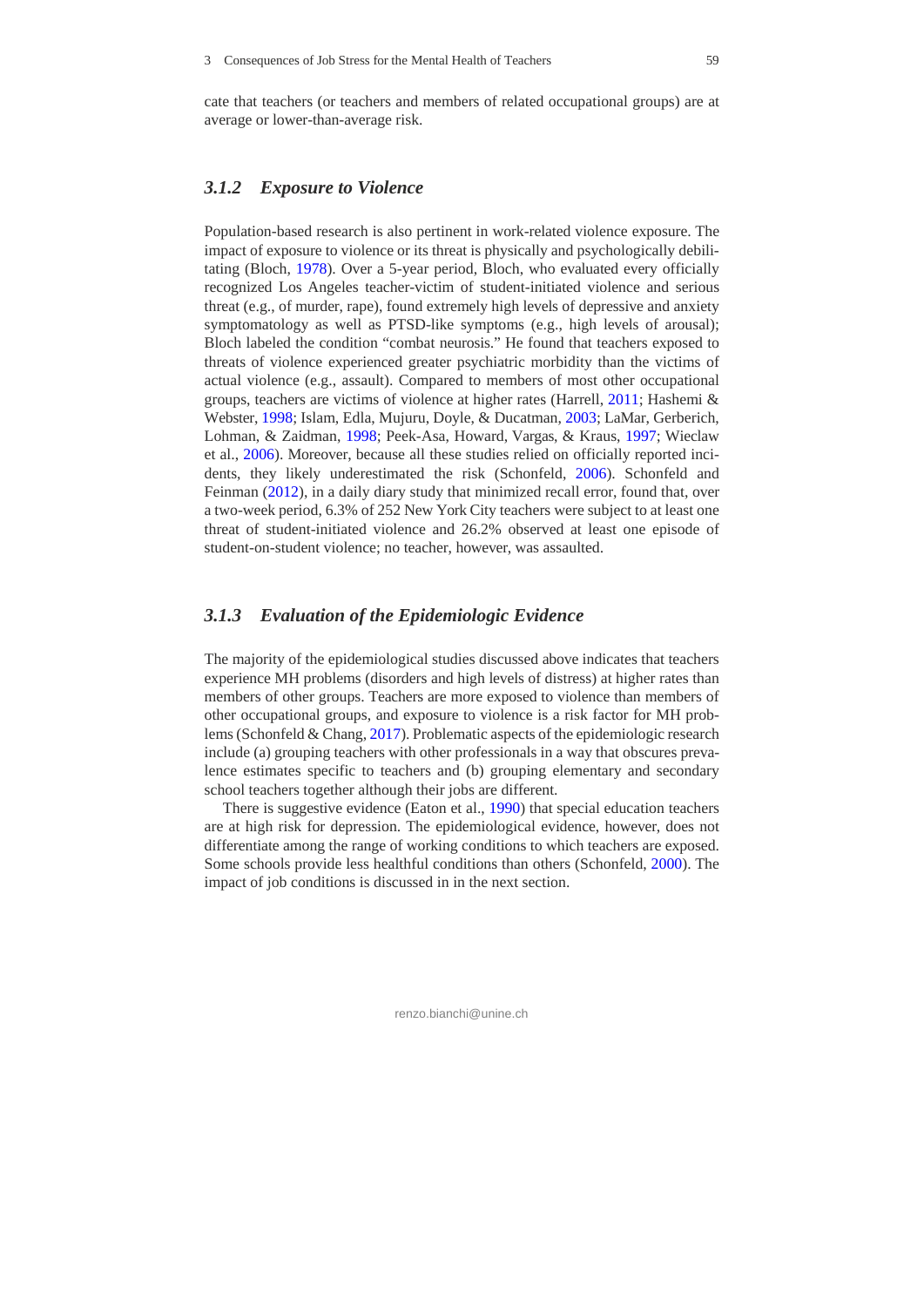cate that teachers (or teachers and members of related occupational groups) are at average or lower-than-average risk.

### *3.1.2 Exposure to Violence*

Population-based research is also pertinent in work-related violence exposure. The impact of exposure to violence or its threat is physically and psychologically debilitating (Bloch, 1978). Over a 5-year period, Bloch, who evaluated every officially recognized Los Angeles teacher-victim of student-initiated violence and serious threat (e.g., of murder, rape), found extremely high levels of depressive and anxiety symptomatology as well as PTSD-like symptoms (e.g., high levels of arousal); Bloch labeled the condition "combat neurosis." He found that teachers exposed to threats of violence experienced greater psychiatric morbidity than the victims of actual violence (e.g., assault). Compared to members of most other occupational groups, teachers are victims of violence at higher rates (Harrell, 2011; Hashemi & Webster, 1998; Islam, Edla, Mujuru, Doyle, & Ducatman, 2003; LaMar, Gerberich, Lohman, & Zaidman, 1998; Peek-Asa, Howard, Vargas, & Kraus, 1997; Wieclaw et al., 2006). Moreover, because all these studies relied on officially reported incidents, they likely underestimated the risk (Schonfeld, 2006). Schonfeld and Feinman (2012), in a daily diary study that minimized recall error, found that, over a two-week period, 6.3% of 252 New York City teachers were subject to at least one threat of student-initiated violence and 26.2% observed at least one episode of student-on-student violence; no teacher, however, was assaulted.

### *3.1.3 Evaluation of the Epidemiologic Evidence*

The majority of the epidemiological studies discussed above indicates that teachers experience MH problems (disorders and high levels of distress) at higher rates than members of other groups. Teachers are more exposed to violence than members of other occupational groups, and exposure to violence is a risk factor for MH problems (Schonfeld & Chang, 2017). Problematic aspects of the epidemiologic research include (a) grouping teachers with other professionals in a way that obscures prevalence estimates specific to teachers and (b) grouping elementary and secondary school teachers together although their jobs are different.

There is suggestive evidence (Eaton et al., 1990) that special education teachers are at high risk for depression. The epidemiological evidence, however, does not differentiate among the range of working conditions to which teachers are exposed. Some schools provide less healthful conditions than others (Schonfeld, 2000). The impact of job conditions is discussed in in the next section.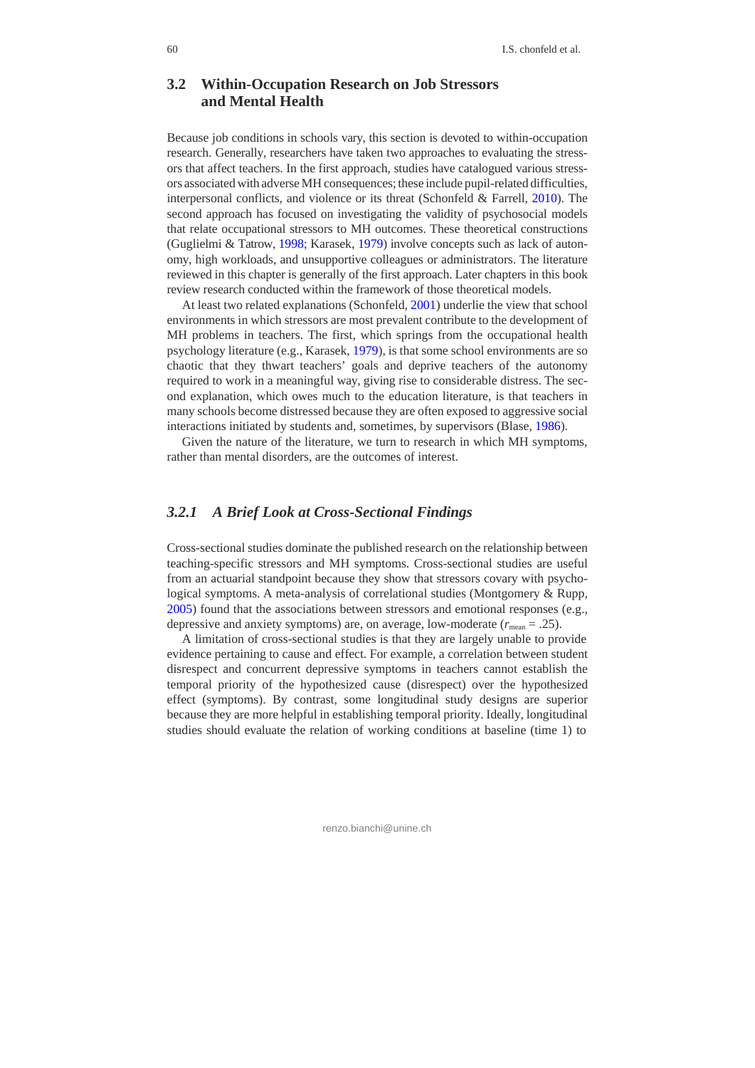## 3.2 Within-Occupation Research on Job Stressors and Mental Health

Because job conditions in schools vary, this section is devoted to within-occupation research. Generally, researchers have taken two approaches to evaluating the stressors that affect teachers. In the first approach, studies have catalogued various stressors associated with adverse MH consequences; these include pupil-related difficulties, interpersonal conflicts, and violence or its threat (Schonfeld & Farrell, 2010). The second approach has focused on investigating the validity of psychosocial models that relate occupational stressors to MH outcomes. These theoretical constructions (Guglielmi & Tatrow, 1998; Karasek, 1979) involve concepts such as lack of autonomy, high workloads, and unsupportive colleagues or administrators. The literature reviewed in this chapter is generally of the first approach. Later chapters in this book review research conducted within the framework of those theoretical models.

At least two related explanations (Schonfeld, 2001) underlie the view that school environments in which stressors are most prevalent contribute to the development of MH problems in teachers. The first, which springs from the occupational health psychology literature (e.g., Karasek, 1979), is that some school environments are so chaotic that they thwart teachers' goals and deprive teachers of the autonomy required to work in a meaningful way, giving rise to considerable distress. The second explanation, which owes much to the education literature, is that teachers in many schools become distressed because they are often exposed to aggressive social interactions initiated by students and, sometimes, by supervisors (Blase, 1986).

Given the nature of the literature, we turn to research in which MH symptoms, rather than mental disorders, are the outcomes of interest.

### *3.2.1 A Brief Look at Cross-Sectional Findings*

Cross-sectional studies dominate the published research on the relationship between teaching-specific stressors and MH symptoms. Cross-sectional studies are useful from an actuarial standpoint because they show that stressors covary with psychological symptoms. A meta-analysis of correlational studies (Montgomery & Rupp, 2005) found that the associations between stressors and emotional responses (e.g., depressive and anxiety symptoms) are, on average, low-moderate ($r_{mean} = .25$).

A limitation of cross-sectional studies is that they are largely unable to provide evidence pertaining to cause and effect. For example, a correlation between student disrespect and concurrent depressive symptoms in teachers cannot establish the temporal priority of the hypothesized cause (disrespect) over the hypothesized effect (symptoms). By contrast, some longitudinal study designs are superior because they are more helpful in establishing temporal priority. Ideally, longitudinal studies should evaluate the relation of working conditions at baseline (time 1) to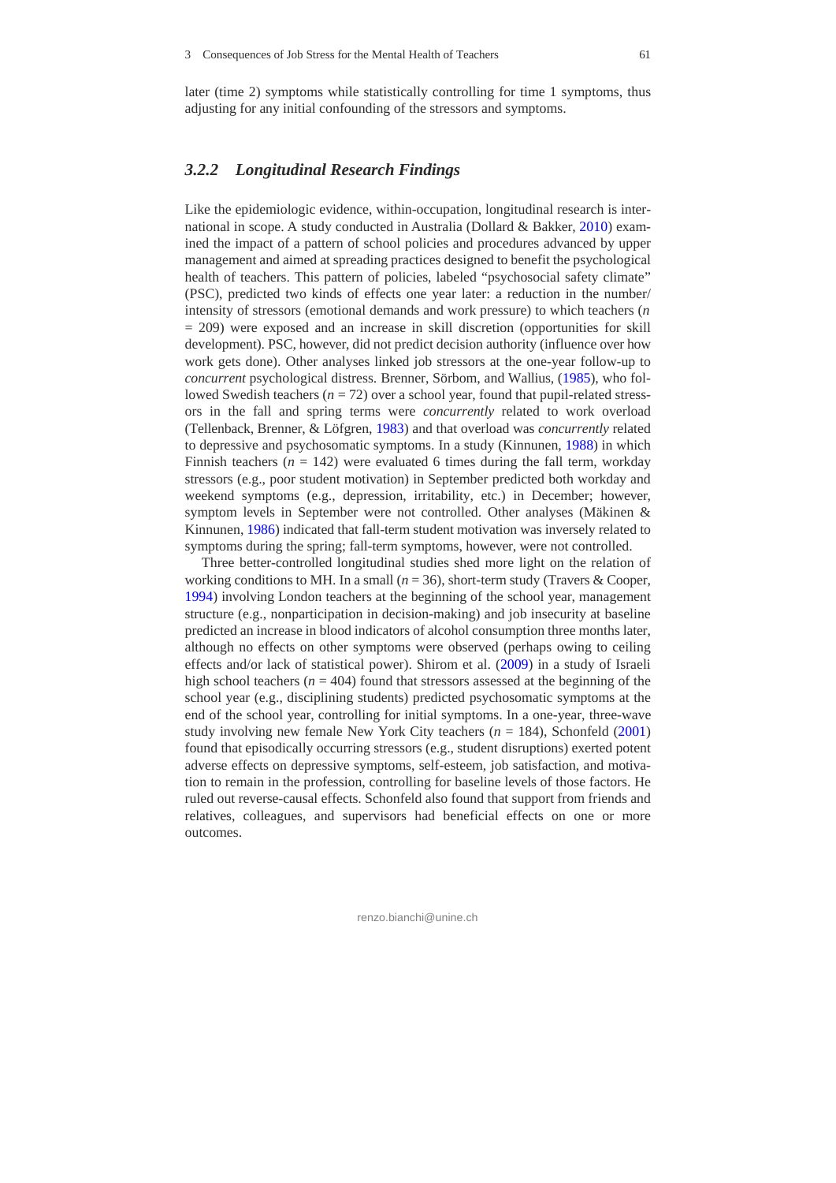later (time 2) symptoms while statistically controlling for time 1 symptoms, thus adjusting for any initial confounding of the stressors and symptoms.

### *3.2.2 Longitudinal Research Findings*

Like the epidemiologic evidence, within-occupation, longitudinal research is international in scope. A study conducted in Australia (Dollard & Bakker, 2010) examined the impact of a pattern of school policies and procedures advanced by upper management and aimed at spreading practices designed to benefit the psychological health of teachers. This pattern of policies, labeled "psychosocial safety climate" (PSC), predicted two kinds of effects one year later: a reduction in the number/intensity of stressors (emotional demands and work pressure) to which teachers ($n = 209$) were exposed and an increase in skill discretion (opportunities for skill development). PSC, however, did not predict decision authority (influence over how work gets done). Other analyses linked job stressors at the one-year follow-up to *concurrent* psychological distress. Brenner, Sörbom, and Wallius, (1985), who followed Swedish teachers ($n = 72$) over a school year, found that pupil-related stressors in the fall and spring terms were *concurrently* related to work overload (Tellenback, Brenner, & Löfgren, 1983) and that overload was *concurrently* related to depressive and psychosomatic symptoms. In a study (Kinnunen, 1988) in which Finnish teachers ($n = 142$) were evaluated 6 times during the fall term, workday stressors (e.g., poor student motivation) in September predicted both workday and weekend symptoms (e.g., depression, irritability, etc.) in December; however, symptom levels in September were not controlled. Other analyses (Mäkinen & Kinnunen, 1986) indicated that fall-term student motivation was inversely related to symptoms during the spring; fall-term symptoms, however, were not controlled.

Three better-controlled longitudinal studies shed more light on the relation of working conditions to MH. In a small ($n = 36$), short-term study (Travers & Cooper, 1994) involving London teachers at the beginning of the school year, management structure (e.g., nonparticipation in decision-making) and job insecurity at baseline predicted an increase in blood indicators of alcohol consumption three months later, although no effects on other symptoms were observed (perhaps owing to ceiling effects and/or lack of statistical power). Shirom et al. (2009) in a study of Israeli high school teachers ($n = 404$) found that stressors assessed at the beginning of the school year (e.g., disciplining students) predicted psychosomatic symptoms at the end of the school year, controlling for initial symptoms. In a one-year, three-wave study involving new female New York City teachers ($n = 184$), Schonfeld (2001) found that episodically occurring stressors (e.g., student disruptions) exerted potent adverse effects on depressive symptoms, self-esteem, job satisfaction, and motivation to remain in the profession, controlling for baseline levels of those factors. He ruled out reverse-causal effects. Schonfeld also found that support from friends and relatives, colleagues, and supervisors had beneficial effects on one or more outcomes.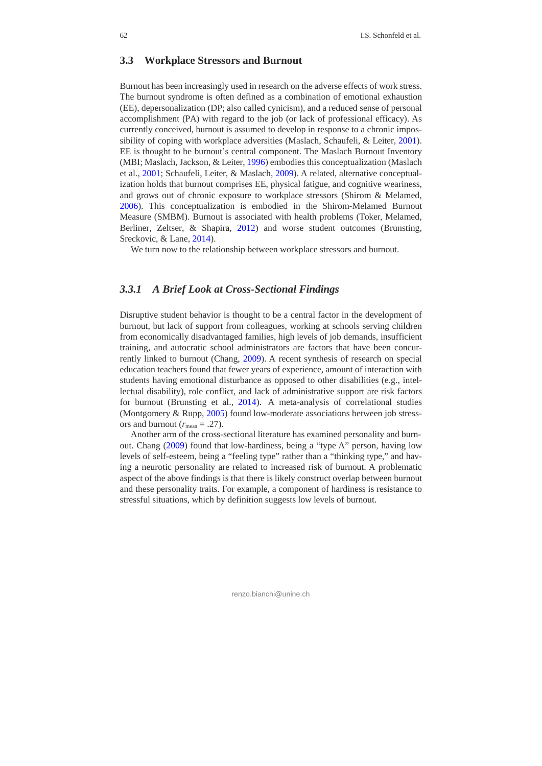## 3.3 Workplace Stressors and Burnout

Burnout has been increasingly used in research on the adverse effects of work stress. The burnout syndrome is often defined as a combination of emotional exhaustion (EE), depersonalization (DP; also called cynicism), and a reduced sense of personal accomplishment (PA) with regard to the job (or lack of professional efficacy). As currently conceived, burnout is assumed to develop in response to a chronic impossibility of coping with workplace adversities (Maslach, Schaufeli, & Leiter, 2001). EE is thought to be burnout's central component. The Maslach Burnout Inventory (MBI; Maslach, Jackson, & Leiter, 1996) embodies this conceptualization (Maslach et al., 2001; Schaufeli, Leiter, & Maslach, 2009). A related, alternative conceptualization holds that burnout comprises EE, physical fatigue, and cognitive weariness, and grows out of chronic exposure to workplace stressors (Shirom & Melamed, 2006). This conceptualization is embodied in the Shirom-Melamed Burnout Measure (SMBM). Burnout is associated with health problems (Toker, Melamed, Berliner, Zeltser, & Shapira, 2012) and worse student outcomes (Brunsting, Sreckovic, & Lane, 2014).

We turn now to the relationship between workplace stressors and burnout.

### 3.3.1 A Brief Look at Cross-Sectional Findings

Disruptive student behavior is thought to be a central factor in the development of burnout, but lack of support from colleagues, working at schools serving children from economically disadvantaged families, high levels of job demands, insufficient training, and autocratic school administrators are factors that have been concurrently linked to burnout (Chang, 2009). A recent synthesis of research on special education teachers found that fewer years of experience, amount of interaction with students having emotional disturbance as opposed to other disabilities (e.g., intellectual disability), role conflict, and lack of administrative support are risk factors for burnout (Brunsting et al., 2014). A meta-analysis of correlational studies (Montgomery & Rupp, 2005) found low-moderate associations between job stressors and burnout ($r_{mean} = .27$).

Another arm of the cross-sectional literature has examined personality and burnout. Chang (2009) found that low-hardiness, being a "type A" person, having low levels of self-esteem, being a "feeling type" rather than a "thinking type," and having a neurotic personality are related to increased risk of burnout. A problematic aspect of the above findings is that there is likely construct overlap between burnout and these personality traits. For example, a component of hardiness is resistance to stressful situations, which by definition suggests low levels of burnout.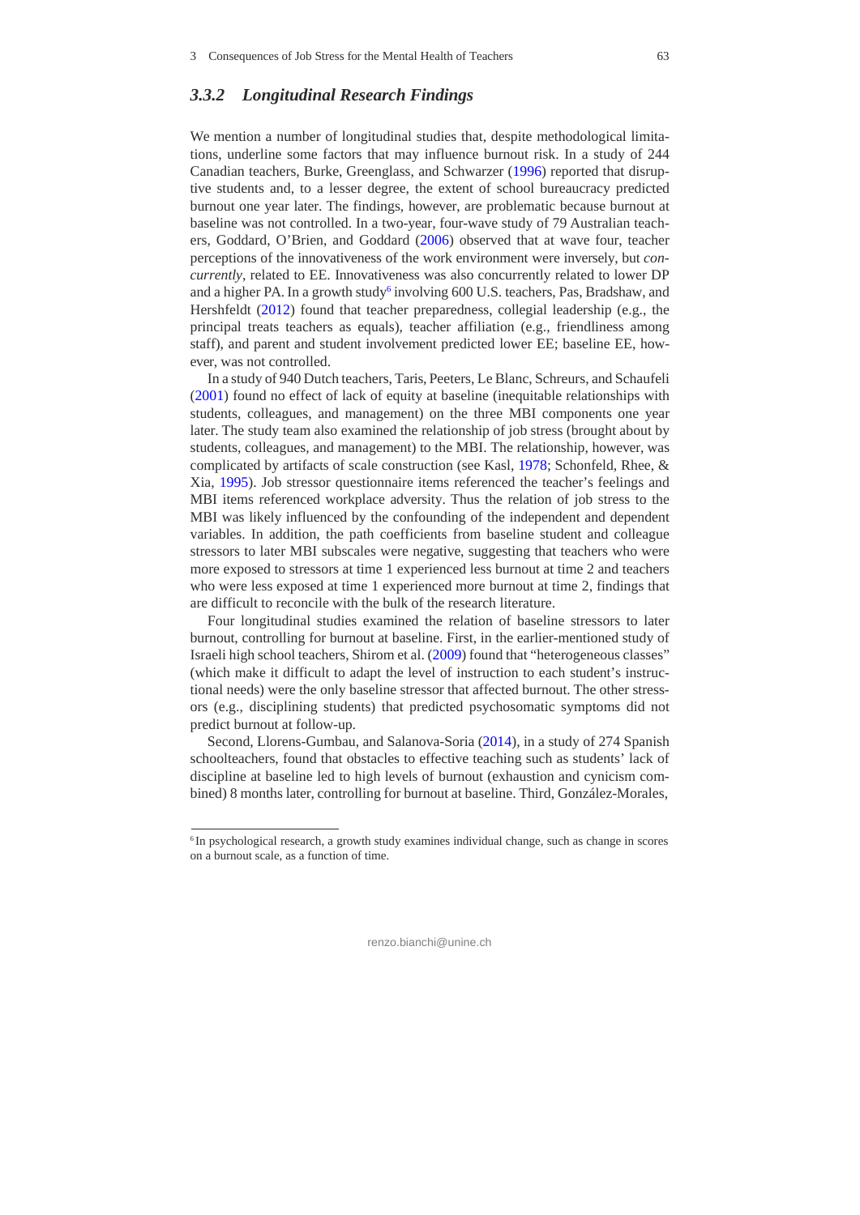### 3.3.2 Longitudinal Research Findings

We mention a number of longitudinal studies that, despite methodological limitations, underline some factors that may influence burnout risk. In a study of 244 Canadian teachers, Burke, Greenglass, and Schwarzer (1996) reported that disruptive students and, to a lesser degree, the extent of school bureaucracy predicted burnout one year later. The findings, however, are problematic because burnout at baseline was not controlled. In a two-year, four-wave study of 79 Australian teachers, Goddard, O'Brien, and Goddard (2006) observed that at wave four, teacher perceptions of the innovativeness of the work environment were inversely, but *concurrently*, related to EE. Innovativeness was also concurrently related to lower DP and a higher PA. In a growth study[6] involving 600 U.S. teachers, Pas, Bradshaw, and Hershfeldt (2012) found that teacher preparedness, collegial leadership (e.g., the principal treats teachers as equals), teacher affiliation (e.g., friendliness among staff), and parent and student involvement predicted lower EE; baseline EE, however, was not controlled.

In a study of 940 Dutch teachers, Taris, Peeters, Le Blanc, Schreurs, and Schaufeli (2001) found no effect of lack of equity at baseline (inequitable relationships with students, colleagues, and management) on the three MBI components one year later. The study team also examined the relationship of job stress (brought about by students, colleagues, and management) to the MBI. The relationship, however, was complicated by artifacts of scale construction (see Kasl, 1978; Schonfeld, Rhee, & Xia, 1995). Job stressor questionnaire items referenced the teacher's feelings and MBI items referenced workplace adversity. Thus the relation of job stress to the MBI was likely influenced by the confounding of the independent and dependent variables. In addition, the path coefficients from baseline student and colleague stressors to later MBI subscales were negative, suggesting that teachers who were more exposed to stressors at time 1 experienced less burnout at time 2 and teachers who were less exposed at time 1 experienced more burnout at time 2, findings that are difficult to reconcile with the bulk of the research literature.

Four longitudinal studies examined the relation of baseline stressors to later burnout, controlling for burnout at baseline. First, in the earlier-mentioned study of Israeli high school teachers, Shirom et al. (2009) found that "heterogeneous classes" (which make it difficult to adapt the level of instruction to each student's instructional needs) were the only baseline stressor that affected burnout. The other stressors (e.g., disciplining students) that predicted psychosomatic symptoms did not predict burnout at follow-up.

Second, Llorens-Gumbau, and Salanova-Soria (2014), in a study of 274 Spanish schoolteachers, found that obstacles to effective teaching such as students' lack of discipline at baseline led to high levels of burnout (exhaustion and cynicism combined) 8 months later, controlling for burnout at baseline. Third, González-Morales,

[6] In psychological research, a growth study examines individual change, such as change in scores on a burnout scale, as a function of time.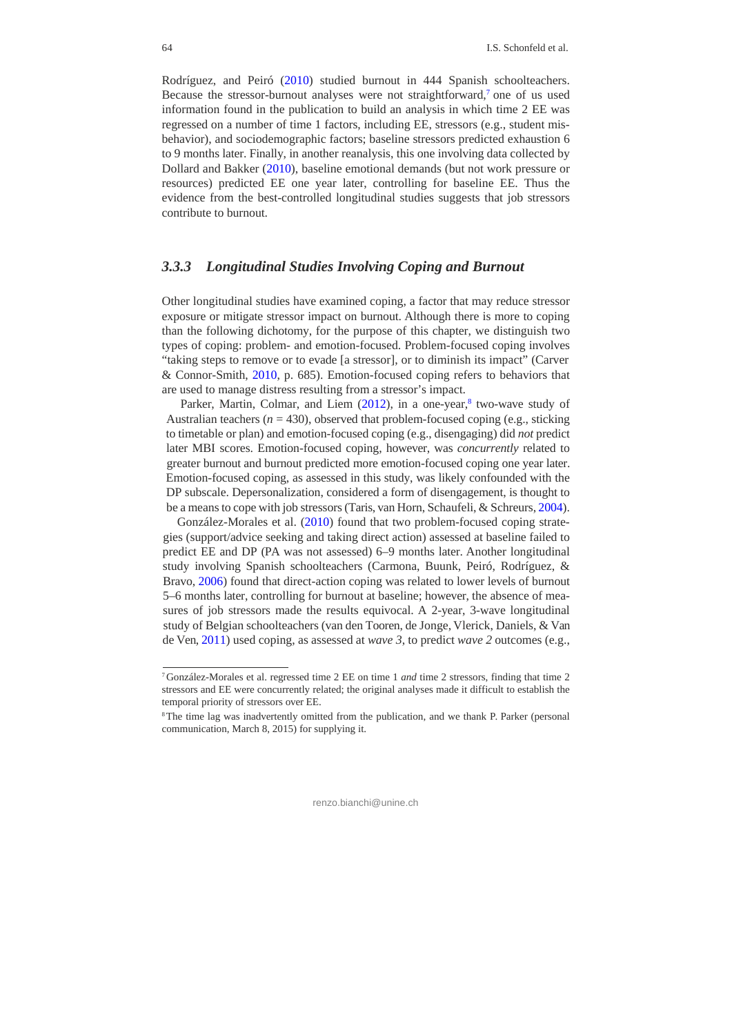Rodríguez, and Peiró (2010) studied burnout in 444 Spanish schoolteachers. Because the stressor-burnout analyses were not straightforward,[7] one of us used information found in the publication to build an analysis in which time 2 EE was regressed on a number of time 1 factors, including EE, stressors (e.g., student misbehavior), and sociodemographic factors; baseline stressors predicted exhaustion 6 to 9 months later. Finally, in another reanalysis, this one involving data collected by Dollard and Bakker (2010), baseline emotional demands (but not work pressure or resources) predicted EE one year later, controlling for baseline EE. Thus the evidence from the best-controlled longitudinal studies suggests that job stressors contribute to burnout.

### 3.3.3 Longitudinal Studies Involving Coping and Burnout

Other longitudinal studies have examined coping, a factor that may reduce stressor exposure or mitigate stressor impact on burnout. Although there is more to coping than the following dichotomy, for the purpose of this chapter, we distinguish two types of coping: problem- and emotion-focused. Problem-focused coping involves "taking steps to remove or to evade [a stressor], or to diminish its impact" (Carver & Connor-Smith, 2010, p. 685). Emotion-focused coping refers to behaviors that are used to manage distress resulting from a stressor's impact.

Parker, Martin, Colmar, and Liem (2012), in a one-year,[8] two-wave study of Australian teachers ($n = 430$), observed that problem-focused coping (e.g., sticking to timetable or plan) and emotion-focused coping (e.g., disengaging) did *not* predict later MBI scores. Emotion-focused coping, however, was *concurrently* related to greater burnout and burnout predicted more emotion-focused coping one year later. Emotion-focused coping, as assessed in this study, was likely confounded with the DP subscale. Depersonalization, considered a form of disengagement, is thought to be a means to cope with job stressors (Taris, van Horn, Schaufeli, & Schreurs, 2004).

González-Morales et al. (2010) found that two problem-focused coping strategies (support/advice seeking and taking direct action) assessed at baseline failed to predict EE and DP (PA was not assessed) 6–9 months later. Another longitudinal study involving Spanish schoolteachers (Carmona, Buunk, Peiró, Rodríguez, & Bravo, 2006) found that direct-action coping was related to lower levels of burnout 5–6 months later, controlling for burnout at baseline; however, the absence of measures of job stressors made the results equivocal. A 2-year, 3-wave longitudinal study of Belgian schoolteachers (van den Tooren, de Jonge, Vlerick, Daniels, & Van de Ven, 2011) used coping, as assessed at *wave 3*, to predict *wave 2* outcomes (e.g.,

---

[7] González-Morales et al. regressed time 2 EE on time 1 *and* time 2 stressors, finding that time 2 stressors and EE were concurrently related; the original analyses made it difficult to establish the temporal priority of stressors over EE.

[8] The time lag was inadvertently omitted from the publication, and we thank P. Parker (personal communication, March 8, 2015) for supplying it.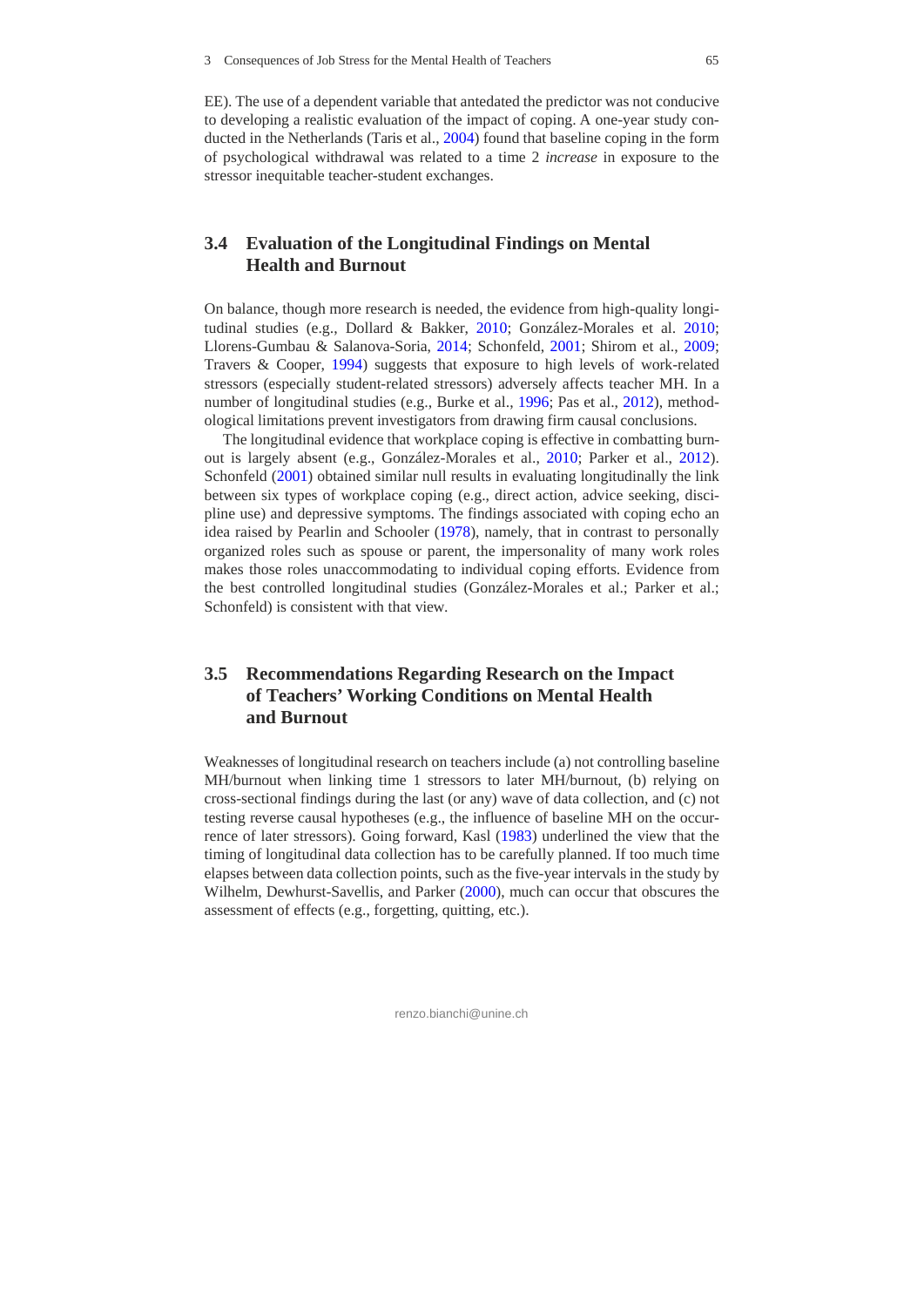EE). The use of a dependent variable that antedated the predictor was not conducive to developing a realistic evaluation of the impact of coping. A one-year study conducted in the Netherlands (Taris et al., 2004) found that baseline coping in the form of psychological withdrawal was related to a time 2 *increase* in exposure to the stressor inequitable teacher-student exchanges.

## 3.4 Evaluation of the Longitudinal Findings on Mental Health and Burnout

On balance, though more research is needed, the evidence from high-quality longitudinal studies (e.g., Dollard & Bakker, 2010; González-Morales et al. 2010; Llorens-Gumbau & Salanova-Soria, 2014; Schonfeld, 2001; Shirom et al., 2009; Travers & Cooper, 1994) suggests that exposure to high levels of work-related stressors (especially student-related stressors) adversely affects teacher MH. In a number of longitudinal studies (e.g., Burke et al., 1996; Pas et al., 2012), methodological limitations prevent investigators from drawing firm causal conclusions.

The longitudinal evidence that workplace coping is effective in combatting burnout is largely absent (e.g., González-Morales et al., 2010; Parker et al., 2012). Schonfeld (2001) obtained similar null results in evaluating longitudinally the link between six types of workplace coping (e.g., direct action, advice seeking, discipline use) and depressive symptoms. The findings associated with coping echo an idea raised by Pearlin and Schooler (1978), namely, that in contrast to personally organized roles such as spouse or parent, the impersonality of many work roles makes those roles unaccommodating to individual coping efforts. Evidence from the best controlled longitudinal studies (González-Morales et al.; Parker et al.; Schonfeld) is consistent with that view.

## 3.5 Recommendations Regarding Research on the Impact of Teachers' Working Conditions on Mental Health and Burnout

Weaknesses of longitudinal research on teachers include (a) not controlling baseline MH/burnout when linking time 1 stressors to later MH/burnout, (b) relying on cross-sectional findings during the last (or any) wave of data collection, and (c) not testing reverse causal hypotheses (e.g., the influence of baseline MH on the occurrence of later stressors). Going forward, Kasl (1983) underlined the view that the timing of longitudinal data collection has to be carefully planned. If too much time elapses between data collection points, such as the five-year intervals in the study by Wilhelm, Dewhurst-Savellis, and Parker (2000), much can occur that obscures the assessment of effects (e.g., forgetting, quitting, etc.).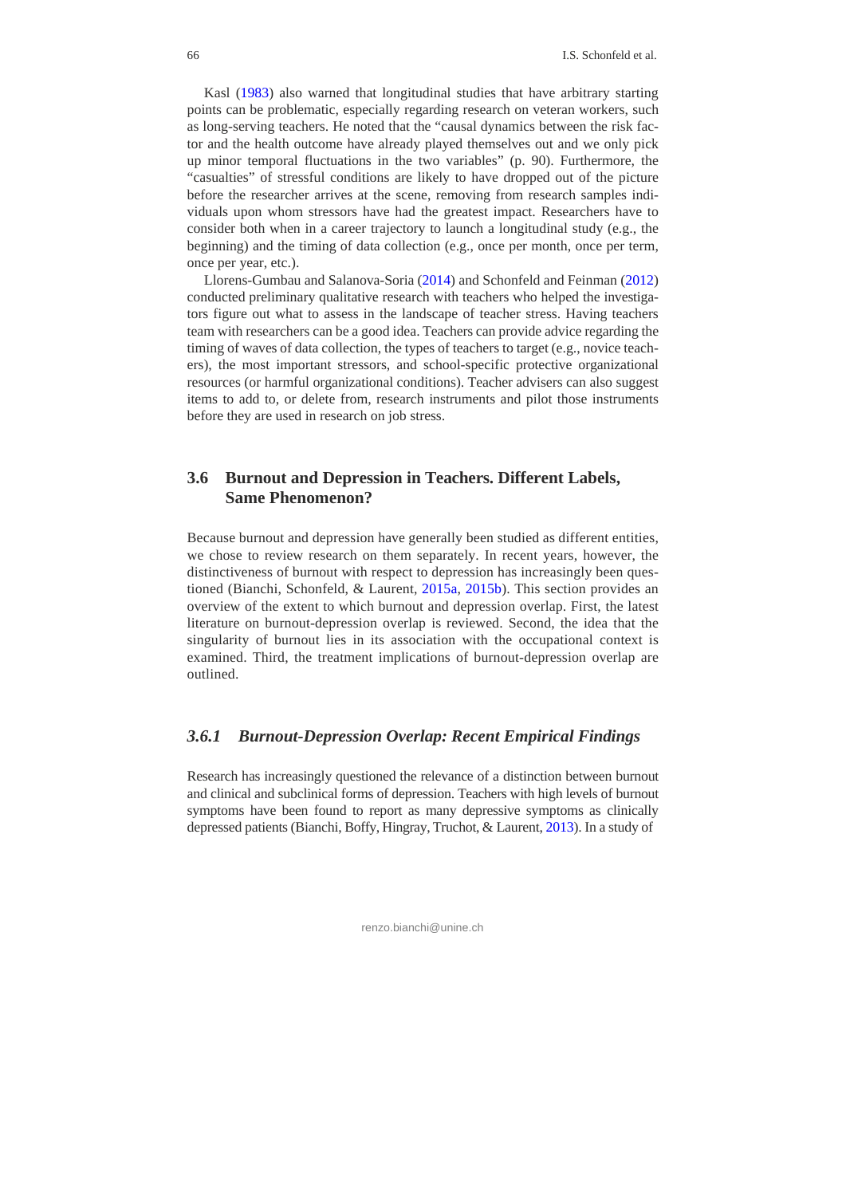Kasl (1983) also warned that longitudinal studies that have arbitrary starting points can be problematic, especially regarding research on veteran workers, such as long-serving teachers. He noted that the "causal dynamics between the risk factor and the health outcome have already played themselves out and we only pick up minor temporal fluctuations in the two variables" (p. 90). Furthermore, the "casualties" of stressful conditions are likely to have dropped out of the picture before the researcher arrives at the scene, removing from research samples individuals upon whom stressors have had the greatest impact. Researchers have to consider both when in a career trajectory to launch a longitudinal study (e.g., the beginning) and the timing of data collection (e.g., once per month, once per term, once per year, etc.).

Llorens-Gumbau and Salanova-Soria (2014) and Schonfeld and Feinman (2012) conducted preliminary qualitative research with teachers who helped the investigators figure out what to assess in the landscape of teacher stress. Having teachers team with researchers can be a good idea. Teachers can provide advice regarding the timing of waves of data collection, the types of teachers to target (e.g., novice teachers), the most important stressors, and school-specific protective organizational resources (or harmful organizational conditions). Teacher advisers can also suggest items to add to, or delete from, research instruments and pilot those instruments before they are used in research on job stress.

## 3.6 Burnout and Depression in Teachers. Different Labels, Same Phenomenon?

Because burnout and depression have generally been studied as different entities, we chose to review research on them separately. In recent years, however, the distinctiveness of burnout with respect to depression has increasingly been questioned (Bianchi, Schonfeld, & Laurent, 2015a, 2015b). This section provides an overview of the extent to which burnout and depression overlap. First, the latest literature on burnout-depression overlap is reviewed. Second, the idea that the singularity of burnout lies in its association with the occupational context is examined. Third, the treatment implications of burnout-depression overlap are outlined.

### *3.6.1 Burnout-Depression Overlap: Recent Empirical Findings*

Research has increasingly questioned the relevance of a distinction between burnout and clinical and subclinical forms of depression. Teachers with high levels of burnout symptoms have been found to report as many depressive symptoms as clinically depressed patients (Bianchi, Boffy, Hingray, Truchot, & Laurent, 2013). In a study of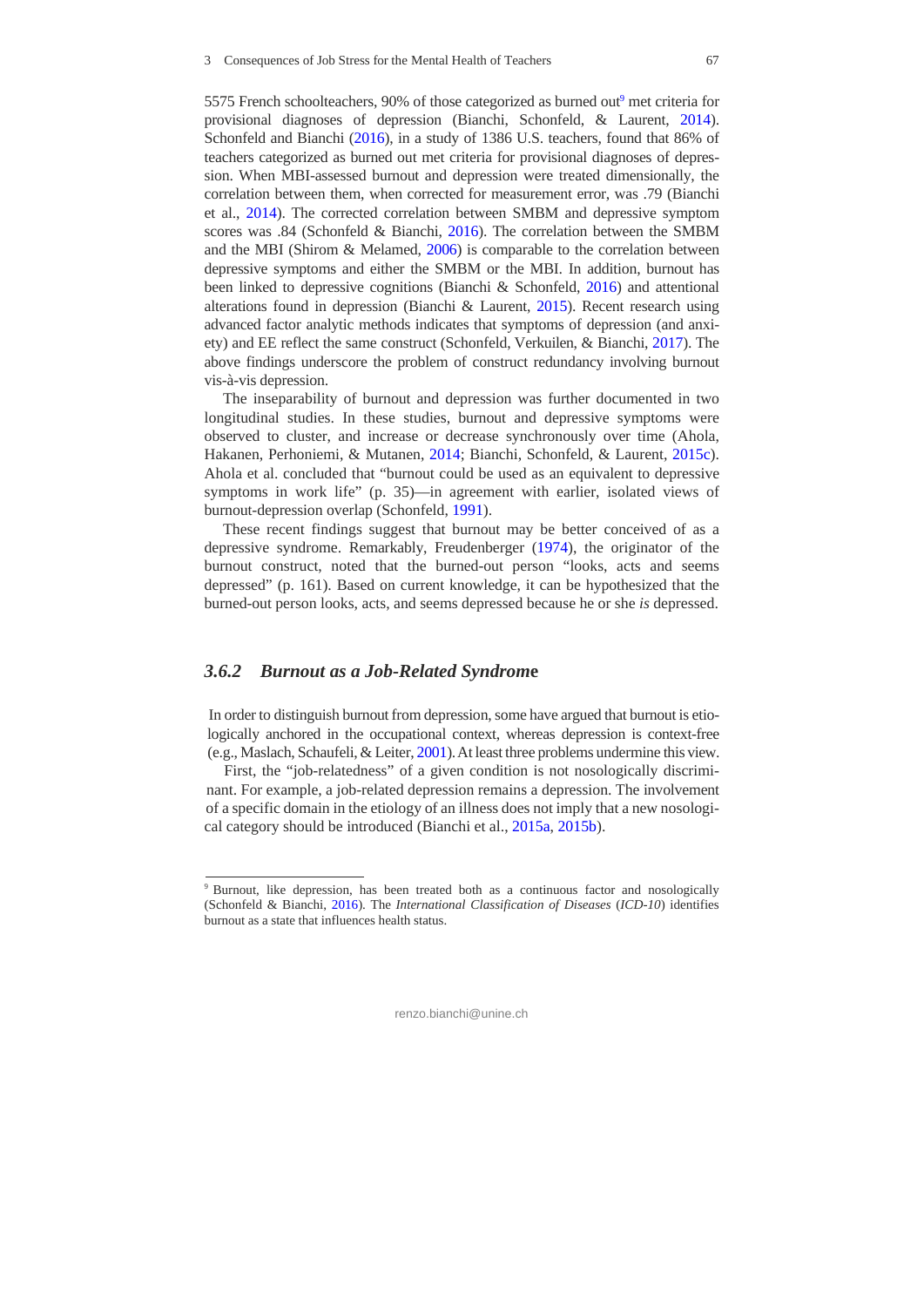5575 French schoolteachers, 90% of those categorized as burned out[9] met criteria for provisional diagnoses of depression (Bianchi, Schonfeld, & Laurent, 2014). Schonfeld and Bianchi (2016), in a study of 1386 U.S. teachers, found that 86% of teachers categorized as burned out met criteria for provisional diagnoses of depression. When MBI-assessed burnout and depression were treated dimensionally, the correlation between them, when corrected for measurement error, was .79 (Bianchi et al., 2014). The corrected correlation between SMBM and depressive symptom scores was .84 (Schonfeld & Bianchi, 2016). The correlation between the SMBM and the MBI (Shirom & Melamed, 2006) is comparable to the correlation between depressive symptoms and either the SMBM or the MBI. In addition, burnout has been linked to depressive cognitions (Bianchi & Schonfeld, 2016) and attentional alterations found in depression (Bianchi & Laurent, 2015). Recent research using advanced factor analytic methods indicates that symptoms of depression (and anxiety) and EE reflect the same construct (Schonfeld, Verkuilen, & Bianchi, 2017). The above findings underscore the problem of construct redundancy involving burnout vis-à-vis depression.

The inseparability of burnout and depression was further documented in two longitudinal studies. In these studies, burnout and depressive symptoms were observed to cluster, and increase or decrease synchronously over time (Ahola, Hakanen, Perhoniemi, & Mutanen, 2014; Bianchi, Schonfeld, & Laurent, 2015c). Ahola et al. concluded that "burnout could be used as an equivalent to depressive symptoms in work life" (p. 35)—in agreement with earlier, isolated views of burnout-depression overlap (Schonfeld, 1991).

These recent findings suggest that burnout may be better conceived of as a depressive syndrome. Remarkably, Freudenberger (1974), the originator of the burnout construct, noted that the burned-out person "looks, acts and seems depressed" (p. 161). Based on current knowledge, it can be hypothesized that the burned-out person looks, acts, and seems depressed because he or she *is* depressed.

### *3.6.2 Burnout as a Job-Related Syndrome*

In order to distinguish burnout from depression, some have argued that burnout is etiologically anchored in the occupational context, whereas depression is context-free (e.g., Maslach, Schaufeli, & Leiter, 2001). At least three problems undermine this view.

First, the "job-relatedness" of a given condition is not nosologically discriminant. For example, a job-related depression remains a depression. The involvement of a specific domain in the etiology of an illness does not imply that a new nosological category should be introduced (Bianchi et al., 2015a, 2015b).

[9] Burnout, like depression, has been treated both as a continuous factor and nosologically (Schonfeld & Bianchi, 2016). The *International Classification of Diseases* (*ICD-10*) identifies burnout as a state that influences health status.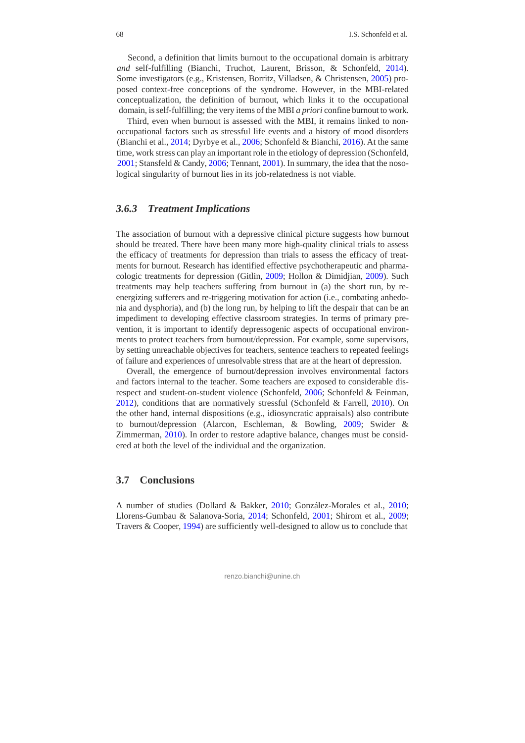Second, a definition that limits burnout to the occupational domain is arbitrary *and* self-fulfilling (Bianchi, Truchot, Laurent, Brisson, & Schonfeld, 2014). Some investigators (e.g., Kristensen, Borritz, Villadsen, & Christensen, 2005) proposed context-free conceptions of the syndrome. However, in the MBI-related conceptualization, the definition of burnout, which links it to the occupational domain, is self-fulfilling; the very items of the MBI *a priori* confine burnout to work.

Third, even when burnout is assessed with the MBI, it remains linked to non-occupational factors such as stressful life events and a history of mood disorders (Bianchi et al., 2014; Dyrbye et al., 2006; Schonfeld & Bianchi, 2016). At the same time, work stress can play an important role in the etiology of depression (Schonfeld, 2001; Stansfeld & Candy, 2006; Tennant, 2001). In summary, the idea that the nosological singularity of burnout lies in its job-relatedness is not viable.

### 3.6.3 *Treatment Implications*

The association of burnout with a depressive clinical picture suggests how burnout should be treated. There have been many more high-quality clinical trials to assess the efficacy of treatments for depression than trials to assess the efficacy of treatments for burnout. Research has identified effective psychotherapeutic and pharmacologic treatments for depression (Gitlin, 2009; Hollon & Dimidjian, 2009). Such treatments may help teachers suffering from burnout in (a) the short run, by re-energizing sufferers and re-triggering motivation for action (i.e., combating anhedonia and dysphoria), and (b) the long run, by helping to lift the despair that can be an impediment to developing effective classroom strategies. In terms of primary prevention, it is important to identify depressogenic aspects of occupational environments to protect teachers from burnout/depression. For example, some supervisors, by setting unreachable objectives for teachers, sentence teachers to repeated feelings of failure and experiences of unresolvable stress that are at the heart of depression.

Overall, the emergence of burnout/depression involves environmental factors and factors internal to the teacher. Some teachers are exposed to considerable disrespect and student-on-student violence (Schonfeld, 2006; Schonfeld & Feinman, 2012), conditions that are normatively stressful (Schonfeld & Farrell, 2010). On the other hand, internal dispositions (e.g., idiosyncratic appraisals) also contribute to burnout/depression (Alarcon, Eschleman, & Bowling, 2009; Swider & Zimmerman, 2010). In order to restore adaptive balance, changes must be considered at both the level of the individual and the organization.

## 3.7 Conclusions

A number of studies (Dollard & Bakker, 2010; González-Morales et al., 2010; Llorens-Gumbau & Salanova-Soria, 2014; Schonfeld, 2001; Shirom et al., 2009; Travers & Cooper, 1994) are sufficiently well-designed to allow us to conclude that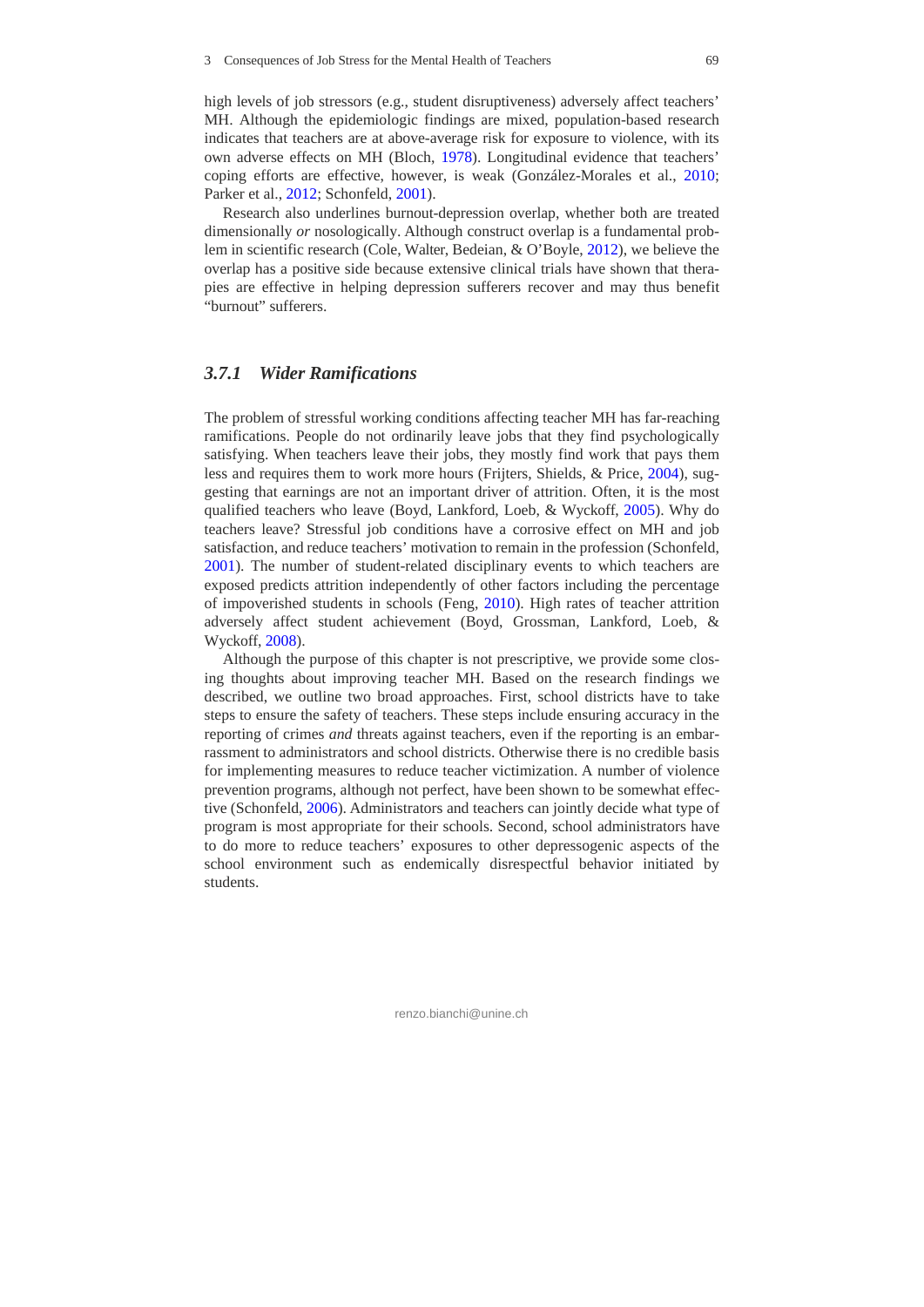high levels of job stressors (e.g., student disruptiveness) adversely affect teachers' MH. Although the epidemiologic findings are mixed, population-based research indicates that teachers are at above-average risk for exposure to violence, with its own adverse effects on MH (Bloch, 1978). Longitudinal evidence that teachers' coping efforts are effective, however, is weak (González-Morales et al., 2010; Parker et al., 2012; Schonfeld, 2001).

Research also underlines burnout-depression overlap, whether both are treated dimensionally *or* nosologically. Although construct overlap is a fundamental problem in scientific research (Cole, Walter, Bedeian, & O'Boyle, 2012), we believe the overlap has a positive side because extensive clinical trials have shown that therapies are effective in helping depression sufferers recover and may thus benefit "burnout" sufferers.

### *3.7.1 Wider Ramifications*

The problem of stressful working conditions affecting teacher MH has far-reaching ramifications. People do not ordinarily leave jobs that they find psychologically satisfying. When teachers leave their jobs, they mostly find work that pays them less and requires them to work more hours (Frijters, Shields, & Price, 2004), suggesting that earnings are not an important driver of attrition. Often, it is the most qualified teachers who leave (Boyd, Lankford, Loeb, & Wyckoff, 2005). Why do teachers leave? Stressful job conditions have a corrosive effect on MH and job satisfaction, and reduce teachers' motivation to remain in the profession (Schonfeld, 2001). The number of student-related disciplinary events to which teachers are exposed predicts attrition independently of other factors including the percentage of impoverished students in schools (Feng, 2010). High rates of teacher attrition adversely affect student achievement (Boyd, Grossman, Lankford, Loeb, & Wyckoff, 2008).

Although the purpose of this chapter is not prescriptive, we provide some closing thoughts about improving teacher MH. Based on the research findings we described, we outline two broad approaches. First, school districts have to take steps to ensure the safety of teachers. These steps include ensuring accuracy in the reporting of crimes *and* threats against teachers, even if the reporting is an embarrassment to administrators and school districts. Otherwise there is no credible basis for implementing measures to reduce teacher victimization. A number of violence prevention programs, although not perfect, have been shown to be somewhat effective (Schonfeld, 2006). Administrators and teachers can jointly decide what type of program is most appropriate for their schools. Second, school administrators have to do more to reduce teachers' exposures to other depressogenic aspects of the school environment such as endemically disrespectful behavior initiated by students.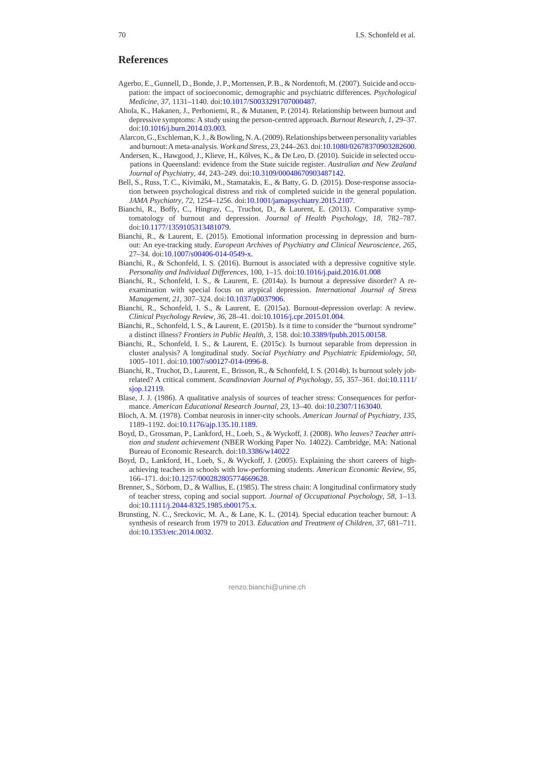## References

Agerbo, E., Gunnell, D., Bonde, J. P., Mortensen, P. B., & Nordentoft, M. (2007). Suicide and occupation: the impact of socioeconomic, demographic and psychiatric differences. *Psychological Medicine, 37*, 1131–1140. doi:10.1017/S0033291707000487.

Ahola, K., Hakanen, J., Perhoniemi, R., & Mutanen, P. (2014). Relationship between burnout and depressive symptoms: A study using the person-centred approach. *Burnout Research, 1*, 29–37. doi:10.1016/j.burn.2014.03.003.

Alarcon, G., Eschleman, K. J., & Bowling, N. A. (2009). Relationships between personality variables and burnout: A meta-analysis. *Work and Stress, 23*, 244–263. doi:10.1080/02678370903282600.

Andersen, K., Hawgood, J., Klieve, H., Kõlves, K., & De Leo, D. (2010). Suicide in selected occupations in Queensland: evidence from the State suicide register. *Australian and New Zealand Journal of Psychiatry, 44*, 243–249. doi:10.3109/00048670903487142.

Bell, S., Russ, T. C., Kivimäki, M., Stamatakis, E., & Batty, G. D. (2015). Dose-response association between psychological distress and risk of completed suicide in the general population. *JAMA Psychiatry, 72*, 1254–1256. doi:10.1001/jamapsychiatry.2015.2107.

Bianchi, R., Boffy, C., Hingray, C., Truchot, D., & Laurent, E. (2013). Comparative symptomatology of burnout and depression. *Journal of Health Psychology, 18*, 782–787. doi:10.1177/1359105313481079.

Bianchi, R., & Laurent, E. (2015). Emotional information processing in depression and burnout: An eye-tracking study. *European Archives of Psychiatry and Clinical Neuroscience, 265*, 27–34. doi:10.1007/s00406-014-0549-x.

Bianchi, R., & Schonfeld, I. S. (2016). Burnout is associated with a depressive cognitive style. *Personality and Individual Differences*, 100, 1–15. doi:10.1016/j.paid.2016.01.008

Bianchi, R., Schonfeld, I. S., & Laurent, E. (2014a). Is burnout a depressive disorder? A reexamination with special focus on atypical depression. *International Journal of Stress Management, 21*, 307–324. doi:10.1037/a0037906.

Bianchi, R., Schonfeld, I. S., & Laurent, E. (2015a). Burnout-depression overlap: A review. *Clinical Psychology Review, 36*, 28–41. doi:10.1016/j.cpr.2015.01.004.

Bianchi, R., Schonfeld, I. S., & Laurent, E. (2015b). Is it time to consider the "burnout syndrome" a distinct illness? *Frontiers in Public Health, 3*, 158. doi:10.3389/fpubh.2015.00158.

Bianchi, R., Schonfeld, I. S., & Laurent, E. (2015c). Is burnout separable from depression in cluster analysis? A longitudinal study. *Social Psychiatry and Psychiatric Epidemiology, 50*, 1005–1011. doi:10.1007/s00127-014-0996-8.

Bianchi, R., Truchot, D., Laurent, E., Brisson, R., & Schonfeld, I. S. (2014b). Is burnout solely job-related? A critical comment. *Scandinavian Journal of Psychology, 55*, 357–361. doi:10.1111/sjop.12119.

Blase, J. J. (1986). A qualitative analysis of sources of teacher stress: Consequences for performance. *American Educational Research Journal, 23*, 13–40. doi:10.2307/1163040.

Bloch, A. M. (1978). Combat neurosis in inner-city schools. *American Journal of Psychiatry, 135*, 1189–1192. doi:10.1176/ajp.135.10.1189.

Boyd, D., Grossman, P., Lankford, H., Loeb, S., & Wyckoff, J. (2008). *Who leaves? Teacher attrition and student achievement* (NBER Working Paper No. 14022). Cambridge, MA: National Bureau of Economic Research. doi:10.3386/w14022

Boyd, D., Lankford, H., Loeb, S., & Wyckoff, J. (2005). Explaining the short careers of high-achieving teachers in schools with low-performing students. *American Economic Review, 95*, 166–171. doi:10.1257/000282805774669628.

Brenner, S., Sörbom, D., & Wallius, E. (1985). The stress chain: A longitudinal confirmatory study of teacher stress, coping and social support. *Journal of Occupational Psychology, 58*, 1–13. doi:10.1111/j.2044-8325.1985.tb00175.x.

Brunsting, N. C., Sreckovic, M. A., & Lane, K. L. (2014). Special education teacher burnout: A synthesis of research from 1979 to 2013. *Education and Treatment of Children, 37*, 681–711. doi:10.1353/etc.2014.0032.

renzo.bianchi@unine.ch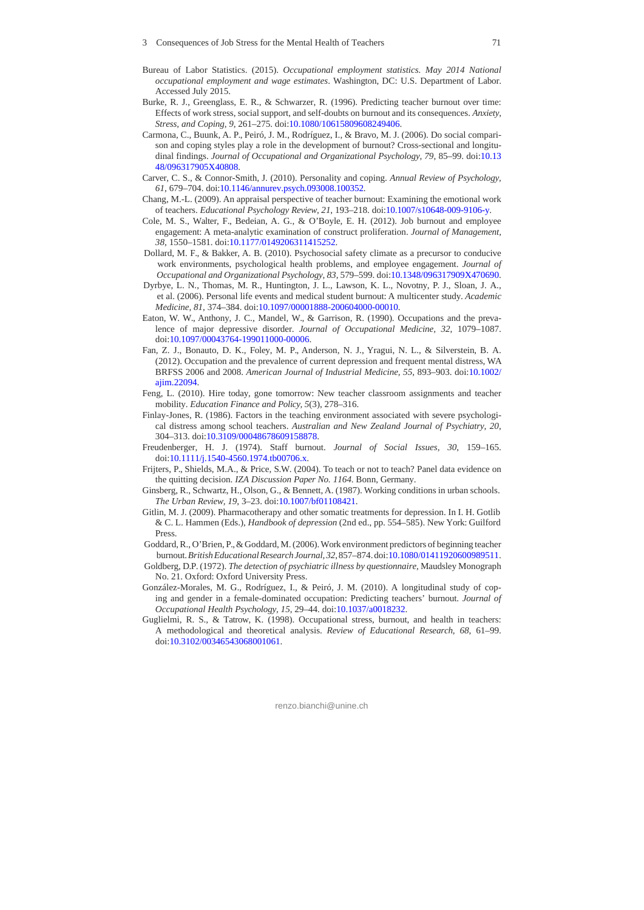Bureau of Labor Statistics. (2015). *Occupational employment statistics. May 2014 National occupational employment and wage estimates*. Washington, DC: U.S. Department of Labor. Accessed July 2015.

Burke, R. J., Greenglass, E. R., & Schwarzer, R. (1996). Predicting teacher burnout over time: Effects of work stress, social support, and self-doubts on burnout and its consequences. *Anxiety, Stress, and Coping, 9*, 261–275. doi:10.1080/10615809608249406.

Carmona, C., Buunk, A. P., Peiró, J. M., Rodríguez, I., & Bravo, M. J. (2006). Do social comparison and coping styles play a role in the development of burnout? Cross-sectional and longitudinal findings. *Journal of Occupational and Organizational Psychology, 79*, 85–99. doi:10.1348/096317905X40808.

Carver, C. S., & Connor-Smith, J. (2010). Personality and coping. *Annual Review of Psychology, 61*, 679–704. doi:10.1146/annurev.psych.093008.100352.

Chang, M.-L. (2009). An appraisal perspective of teacher burnout: Examining the emotional work of teachers. *Educational Psychology Review, 21*, 193–218. doi:10.1007/s10648-009-9106-y.

Cole, M. S., Walter, F., Bedeian, A. G., & O'Boyle, E. H. (2012). Job burnout and employee engagement: A meta-analytic examination of construct proliferation. *Journal of Management, 38*, 1550–1581. doi:10.1177/0149206311415252.

Dollard, M. F., & Bakker, A. B. (2010). Psychosocial safety climate as a precursor to conducive work environments, psychological health problems, and employee engagement. *Journal of Occupational and Organizational Psychology, 83*, 579–599. doi:10.1348/096317909X470690.

Dyrbye, L. N., Thomas, M. R., Huntington, J. L., Lawson, K. L., Novotny, P. J., Sloan, J. A., et al. (2006). Personal life events and medical student burnout: A multicenter study. *Academic Medicine, 81*, 374–384. doi:10.1097/00001888-200604000-00010.

Eaton, W. W., Anthony, J. C., Mandel, W., & Garrison, R. (1990). Occupations and the prevalence of major depressive disorder. *Journal of Occupational Medicine, 32*, 1079–1087. doi:10.1097/00043764-199011000-00006.

Fan, Z. J., Bonauto, D. K., Foley, M. P., Anderson, N. J., Yragui, N. L., & Silverstein, B. A. (2012). Occupation and the prevalence of current depression and frequent mental distress, WA BRFSS 2006 and 2008. *American Journal of Industrial Medicine, 55*, 893–903. doi:10.1002/ajim.22094.

Feng, L. (2010). Hire today, gone tomorrow: New teacher classroom assignments and teacher mobility. *Education Finance and Policy, 5*(3), 278–316.

Finlay-Jones, R. (1986). Factors in the teaching environment associated with severe psychological distress among school teachers. *Australian and New Zealand Journal of Psychiatry, 20*, 304–313. doi:10.3109/00048678609158878.

Freudenberger, H. J. (1974). Staff burnout. *Journal of Social Issues, 30*, 159–165. doi:10.1111/j.1540-4560.1974.tb00706.x.

Frijters, P., Shields, M.A., & Price, S.W. (2004). To teach or not to teach? Panel data evidence on the quitting decision. *IZA Discussion Paper No. 1164*. Bonn, Germany.

Ginsberg, R., Schwartz, H., Olson, G., & Bennett, A. (1987). Working conditions in urban schools. *The Urban Review, 19*, 3–23. doi:10.1007/bf01108421.

Gitlin, M. J. (2009). Pharmacotherapy and other somatic treatments for depression. In I. H. Gotlib & C. L. Hammen (Eds.), *Handbook of depression* (2nd ed., pp. 554–585). New York: Guilford Press.

Goddard, R., O'Brien, P., & Goddard, M. (2006). Work environment predictors of beginning teacher burnout. *British Educational Research Journal, 32*, 857–874. doi:10.1080/01411920600989511.

Goldberg, D.P. (1972). *The detection of psychiatric illness by questionnaire*, Maudsley Monograph No. 21. Oxford: Oxford University Press.

González-Morales, M. G., Rodríguez, I., & Peiró, J. M. (2010). A longitudinal study of coping and gender in a female-dominated occupation: Predicting teachers' burnout. *Journal of Occupational Health Psychology, 15*, 29–44. doi:10.1037/a0018232.

Guglielmi, R. S., & Tatrow, K. (1998). Occupational stress, burnout, and health in teachers: A methodological and theoretical analysis. *Review of Educational Research, 68*, 61–99. doi:10.3102/00346543068001061.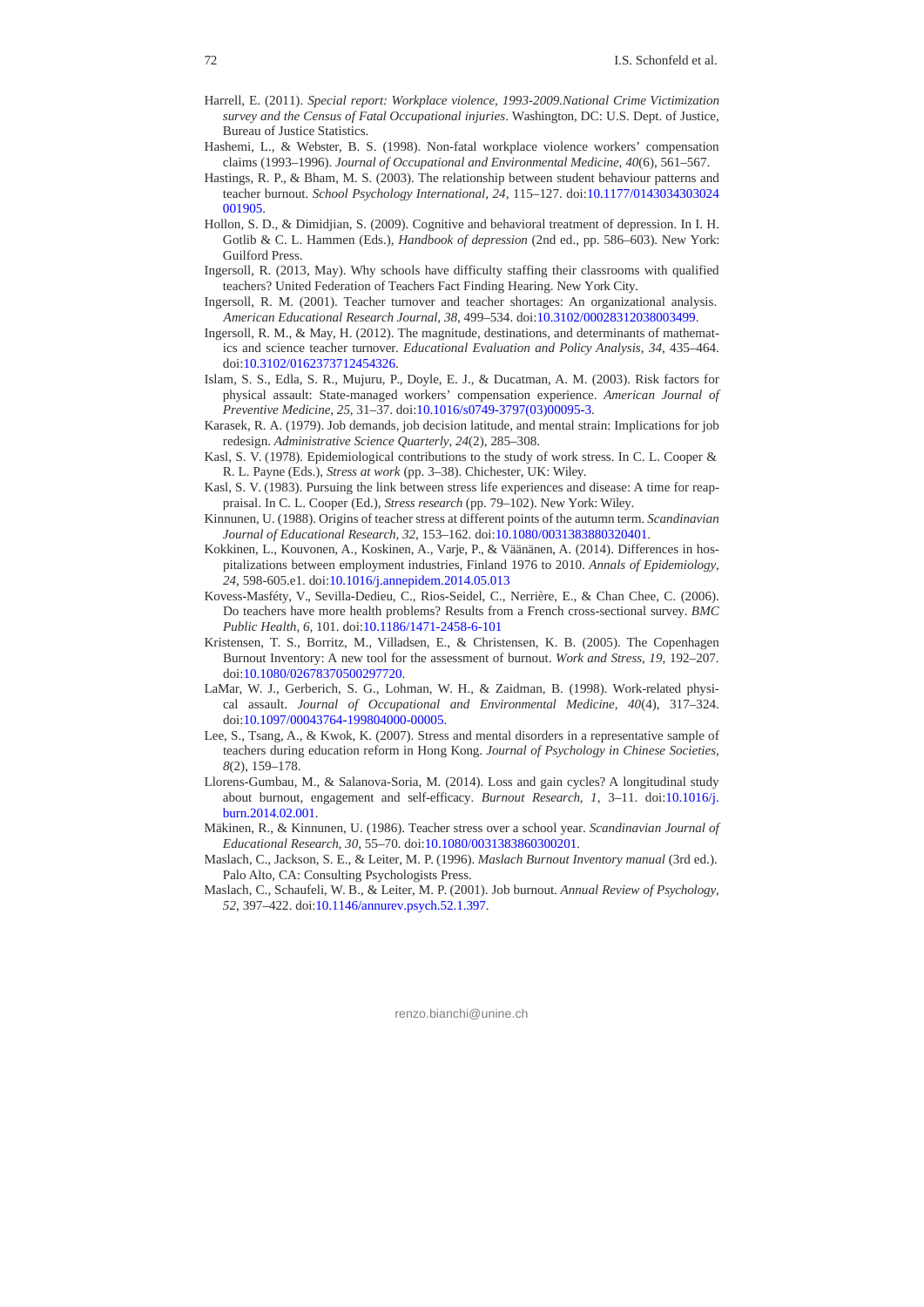Harrell, E. (2011). *Special report: Workplace violence, 1993-2009.National Crime Victimization survey and the Census of Fatal Occupational injuries*. Washington, DC: U.S. Dept. of Justice, Bureau of Justice Statistics.

Hashemi, L., & Webster, B. S. (1998). Non-fatal workplace violence workers' compensation claims (1993–1996). *Journal of Occupational and Environmental Medicine, 40*(6), 561–567.

Hastings, R. P., & Bham, M. S. (2003). The relationship between student behaviour patterns and teacher burnout. *School Psychology International, 24,* 115–127. doi:10.1177/0143034303024001905.

Hollon, S. D., & Dimidjian, S. (2009). Cognitive and behavioral treatment of depression. In I. H. Gotlib & C. L. Hammen (Eds.), *Handbook of depression* (2nd ed., pp. 586–603). New York: Guilford Press.

Ingersoll, R. (2013, May). Why schools have difficulty staffing their classrooms with qualified teachers? United Federation of Teachers Fact Finding Hearing. New York City.

Ingersoll, R. M. (2001). Teacher turnover and teacher shortages: An organizational analysis. *American Educational Research Journal, 38*, 499–534. doi:10.3102/00028312038003499.

Ingersoll, R. M., & May, H. (2012). The magnitude, destinations, and determinants of mathematics and science teacher turnover. *Educational Evaluation and Policy Analysis, 34*, 435–464. doi:10.3102/0162373712454326.

Islam, S. S., Edla, S. R., Mujuru, P., Doyle, E. J., & Ducatman, A. M. (2003). Risk factors for physical assault: State-managed workers' compensation experience. *American Journal of Preventive Medicine, 25*, 31–37. doi:10.1016/s0749-3797(03)00095-3.

Karasek, R. A. (1979). Job demands, job decision latitude, and mental strain: Implications for job redesign. *Administrative Science Quarterly, 24*(2), 285–308.

Kasl, S. V. (1978). Epidemiological contributions to the study of work stress. In C. L. Cooper & R. L. Payne (Eds.), *Stress at work* (pp. 3–38). Chichester, UK: Wiley.

Kasl, S. V. (1983). Pursuing the link between stress life experiences and disease: A time for reappraisal. In C. L. Cooper (Ed.), *Stress research* (pp. 79–102). New York: Wiley.

Kinnunen, U. (1988). Origins of teacher stress at different points of the autumn term. *Scandinavian Journal of Educational Research, 32*, 153–162. doi:10.1080/0031383880320401.

Kokkinen, L., Kouvonen, A., Koskinen, A., Varje, P., & Väänänen, A. (2014). Differences in hospitalizations between employment industries, Finland 1976 to 2010. *Annals of Epidemiology, 24*, 598-605.e1. doi:10.1016/j.annepidem.2014.05.013

Kovess-Masféty, V., Sevilla-Dedieu, C., Rios-Seidel, C., Nerrière, E., & Chan Chee, C. (2006). Do teachers have more health problems? Results from a French cross-sectional survey. *BMC Public Health, 6,* 101. doi:10.1186/1471-2458-6-101

Kristensen, T. S., Borritz, M., Villadsen, E., & Christensen, K. B. (2005). The Copenhagen Burnout Inventory: A new tool for the assessment of burnout. *Work and Stress, 19*, 192–207. doi:10.1080/02678370500297720.

LaMar, W. J., Gerberich, S. G., Lohman, W. H., & Zaidman, B. (1998). Work-related physical assault. *Journal of Occupational and Environmental Medicine, 40*(4), 317–324. doi:10.1097/00043764-199804000-00005.

Lee, S., Tsang, A., & Kwok, K. (2007). Stress and mental disorders in a representative sample of teachers during education reform in Hong Kong. *Journal of Psychology in Chinese Societies, 8*(2), 159–178.

Llorens-Gumbau, M., & Salanova-Soria, M. (2014). Loss and gain cycles? A longitudinal study about burnout, engagement and self-efficacy. *Burnout Research, 1*, 3–11. doi:10.1016/j.burn.2014.02.001.

Mäkinen, R., & Kinnunen, U. (1986). Teacher stress over a school year. *Scandinavian Journal of Educational Research, 30*, 55–70. doi:10.1080/0031383860300201.

Maslach, C., Jackson, S. E., & Leiter, M. P. (1996). *Maslach Burnout Inventory manual* (3rd ed.). Palo Alto, CA: Consulting Psychologists Press.

Maslach, C., Schaufeli, W. B., & Leiter, M. P. (2001). Job burnout. *Annual Review of Psychology, 52*, 397–422. doi:10.1146/annurev.psych.52.1.397.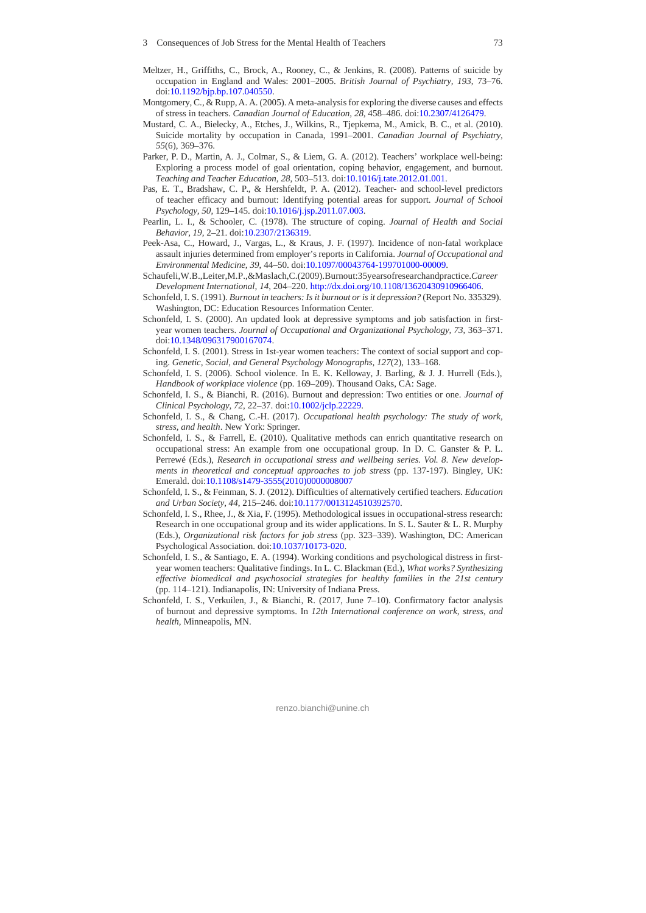Meltzer, H., Griffiths, C., Brock, A., Rooney, C., & Jenkins, R. (2008). Patterns of suicide by occupation in England and Wales: 2001–2005. *British Journal of Psychiatry, 193*, 73–76. doi:10.1192/bjp.bp.107.040550.

Montgomery, C., & Rupp, A. A. (2005). A meta-analysis for exploring the diverse causes and effects of stress in teachers. *Canadian Journal of Education, 28*, 458–486. doi:10.2307/4126479.

Mustard, C. A., Bielecky, A., Etches, J., Wilkins, R., Tjepkema, M., Amick, B. C., et al. (2010). Suicide mortality by occupation in Canada, 1991–2001. *Canadian Journal of Psychiatry, 55*(6), 369–376.

Parker, P. D., Martin, A. J., Colmar, S., & Liem, G. A. (2012). Teachers' workplace well-being: Exploring a process model of goal orientation, coping behavior, engagement, and burnout. *Teaching and Teacher Education, 28*, 503–513. doi:10.1016/j.tate.2012.01.001.

Pas, E. T., Bradshaw, C. P., & Hershfeldt, P. A. (2012). Teacher- and school-level predictors of teacher efficacy and burnout: Identifying potential areas for support. *Journal of School Psychology, 50*, 129–145. doi:10.1016/j.jsp.2011.07.003.

Pearlin, L. I., & Schooler, C. (1978). The structure of coping. *Journal of Health and Social Behavior, 19*, 2–21. doi:10.2307/2136319.

Peek-Asa, C., Howard, J., Vargas, L., & Kraus, J. F. (1997). Incidence of non-fatal workplace assault injuries determined from employer's reports in California. *Journal of Occupational and Environmental Medicine, 39*, 44–50. doi:10.1097/00043764-199701000-00009.

Schaufeli,W.B.,Leiter,M.P.,&Maslach,C.(2009).Burnout:35yearsofresearchandpractice.*Career Development International, 14*, 204–220. http://dx.doi.org/10.1108/13620430910966406.

Schonfeld, I. S. (1991). *Burnout in teachers: Is it burnout or is it depression?* (Report No. 335329). Washington, DC: Education Resources Information Center.

Schonfeld, I. S. (2000). An updated look at depressive symptoms and job satisfaction in first-year women teachers. *Journal of Occupational and Organizational Psychology, 73*, 363–371. doi:10.1348/096317900167074.

Schonfeld, I. S. (2001). Stress in 1st-year women teachers: The context of social support and coping. *Genetic, Social, and General Psychology Monographs, 127*(2), 133–168.

Schonfeld, I. S. (2006). School violence. In E. K. Kelloway, J. Barling, & J. J. Hurrell (Eds.), *Handbook of workplace violence* (pp. 169–209). Thousand Oaks, CA: Sage.

Schonfeld, I. S., & Bianchi, R. (2016). Burnout and depression: Two entities or one. *Journal of Clinical Psychology, 72*, 22–37. doi:10.1002/jclp.22229.

Schonfeld, I. S., & Chang, C.-H. (2017). *Occupational health psychology: The study of work, stress, and health*. New York: Springer.

Schonfeld, I. S., & Farrell, E. (2010). Qualitative methods can enrich quantitative research on occupational stress: An example from one occupational group. In D. C. Ganster & P. L. Perrewé (Eds.), *Research in occupational stress and wellbeing series. Vol. 8. New developments in theoretical and conceptual approaches to job stress* (pp. 137-197). Bingley, UK: Emerald. doi:10.1108/s1479-3555(2010)0000008007

Schonfeld, I. S., & Feinman, S. J. (2012). Difficulties of alternatively certified teachers. *Education and Urban Society, 44*, 215–246. doi:10.1177/0013124510392570.

Schonfeld, I. S., Rhee, J., & Xia, F. (1995). Methodological issues in occupational-stress research: Research in one occupational group and its wider applications. In S. L. Sauter & L. R. Murphy (Eds.), *Organizational risk factors for job stress* (pp. 323–339). Washington, DC: American Psychological Association. doi:10.1037/10173-020.

Schonfeld, I. S., & Santiago, E. A. (1994). Working conditions and psychological distress in first-year women teachers: Qualitative findings. In L. C. Blackman (Ed.), *What works? Synthesizing effective biomedical and psychosocial strategies for healthy families in the 21st century* (pp. 114–121). Indianapolis, IN: University of Indiana Press.

Schonfeld, I. S., Verkuilen, J., & Bianchi, R. (2017, June 7–10). Confirmatory factor analysis of burnout and depressive symptoms. In *12th International conference on work, stress, and health*, Minneapolis, MN.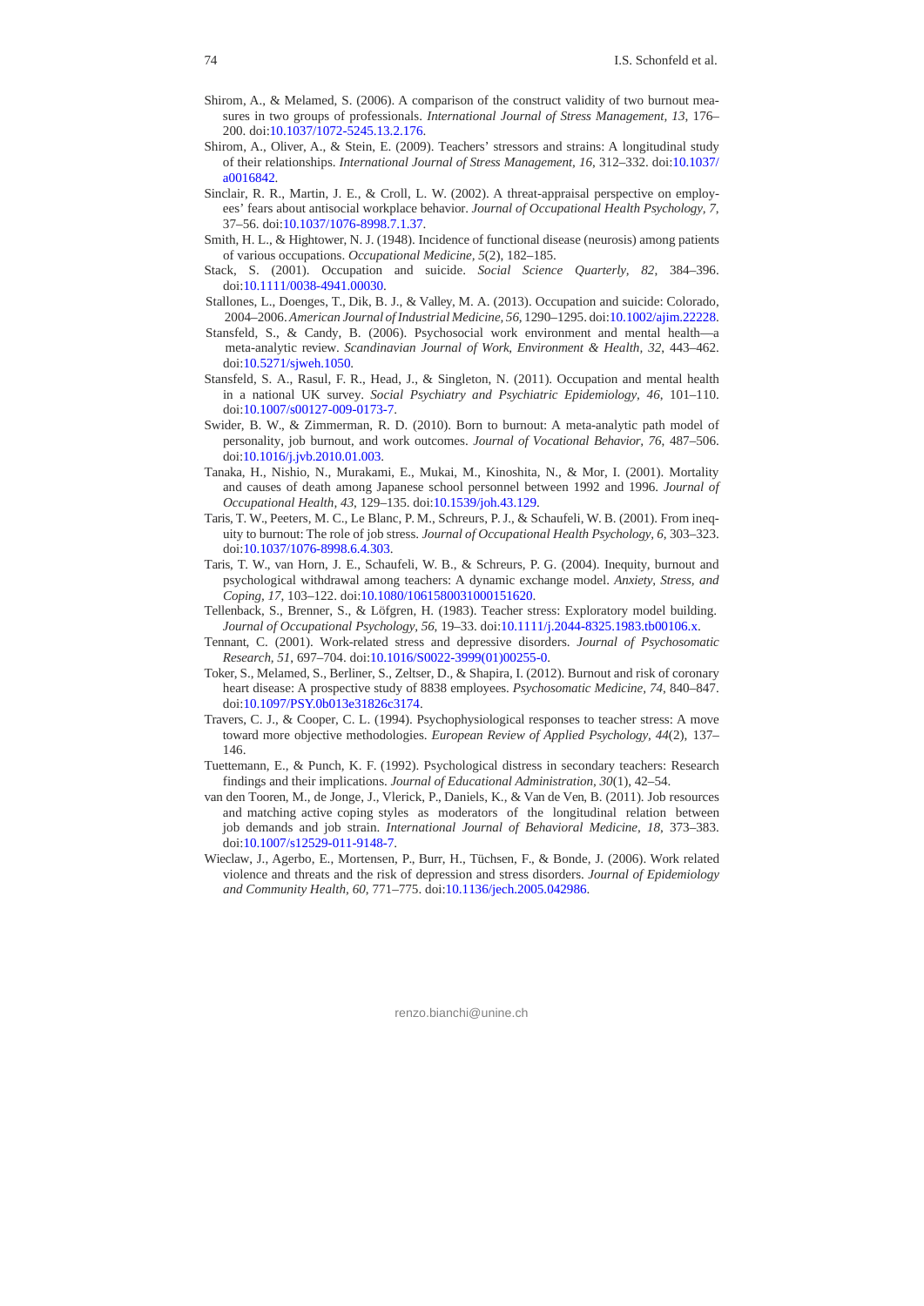Shirom, A., & Melamed, S. (2006). A comparison of the construct validity of two burnout measures in two groups of professionals. *International Journal of Stress Management, 13*, 176–200. doi:10.1037/1072-5245.13.2.176.

Shirom, A., Oliver, A., & Stein, E. (2009). Teachers' stressors and strains: A longitudinal study of their relationships. *International Journal of Stress Management, 16*, 312–332. doi:10.1037/a0016842.

Sinclair, R. R., Martin, J. E., & Croll, L. W. (2002). A threat-appraisal perspective on employees' fears about antisocial workplace behavior. *Journal of Occupational Health Psychology, 7*, 37–56. doi:10.1037/1076-8998.7.1.37.

Smith, H. L., & Hightower, N. J. (1948). Incidence of functional disease (neurosis) among patients of various occupations. *Occupational Medicine, 5*(2), 182–185.

Stack, S. (2001). Occupation and suicide. *Social Science Quarterly, 82*, 384–396. doi:10.1111/0038-4941.00030.

Stallones, L., Doenges, T., Dik, B. J., & Valley, M. A. (2013). Occupation and suicide: Colorado, 2004–2006. *American Journal of Industrial Medicine, 56*, 1290–1295. doi:10.1002/ajim.22228.

Stansfeld, S., & Candy, B. (2006). Psychosocial work environment and mental health—a meta-analytic review. *Scandinavian Journal of Work, Environment & Health, 32*, 443–462. doi:10.5271/sjweh.1050.

Stansfeld, S. A., Rasul, F. R., Head, J., & Singleton, N. (2011). Occupation and mental health in a national UK survey. *Social Psychiatry and Psychiatric Epidemiology, 46*, 101–110. doi:10.1007/s00127-009-0173-7.

Swider, B. W., & Zimmerman, R. D. (2010). Born to burnout: A meta-analytic path model of personality, job burnout, and work outcomes. *Journal of Vocational Behavior, 76*, 487–506. doi:10.1016/j.jvb.2010.01.003.

Tanaka, H., Nishio, N., Murakami, E., Mukai, M., Kinoshita, N., & Mor, I. (2001). Mortality and causes of death among Japanese school personnel between 1992 and 1996. *Journal of Occupational Health, 43*, 129–135. doi:10.1539/joh.43.129.

Taris, T. W., Peeters, M. C., Le Blanc, P. M., Schreurs, P. J., & Schaufeli, W. B. (2001). From inequity to burnout: The role of job stress. *Journal of Occupational Health Psychology, 6*, 303–323. doi:10.1037/1076-8998.6.4.303.

Taris, T. W., van Horn, J. E., Schaufeli, W. B., & Schreurs, P. G. (2004). Inequity, burnout and psychological withdrawal among teachers: A dynamic exchange model. *Anxiety, Stress, and Coping, 17*, 103–122. doi:10.1080/1061580031000151620.

Tellenback, S., Brenner, S., & Löfgren, H. (1983). Teacher stress: Exploratory model building. *Journal of Occupational Psychology, 56*, 19–33. doi:10.1111/j.2044-8325.1983.tb00106.x.

Tennant, C. (2001). Work-related stress and depressive disorders. *Journal of Psychosomatic Research, 51*, 697–704. doi:10.1016/S0022-3999(01)00255-0.

Toker, S., Melamed, S., Berliner, S., Zeltser, D., & Shapira, I. (2012). Burnout and risk of coronary heart disease: A prospective study of 8838 employees. *Psychosomatic Medicine, 74*, 840–847. doi:10.1097/PSY.0b013e31826c3174.

Travers, C. J., & Cooper, C. L. (1994). Psychophysiological responses to teacher stress: A move toward more objective methodologies. *European Review of Applied Psychology, 44*(2), 137–146.

Tuettemann, E., & Punch, K. F. (1992). Psychological distress in secondary teachers: Research findings and their implications. *Journal of Educational Administration, 30*(1), 42–54.

van den Tooren, M., de Jonge, J., Vlerick, P., Daniels, K., & Van de Ven, B. (2011). Job resources and matching active coping styles as moderators of the longitudinal relation between job demands and job strain. *International Journal of Behavioral Medicine, 18*, 373–383. doi:10.1007/s12529-011-9148-7.

Wieclaw, J., Agerbo, E., Mortensen, P., Burr, H., Tüchsen, F., & Bonde, J. (2006). Work related violence and threats and the risk of depression and stress disorders. *Journal of Epidemiology and Community Health, 60*, 771–775. doi:10.1136/jech.2005.042986.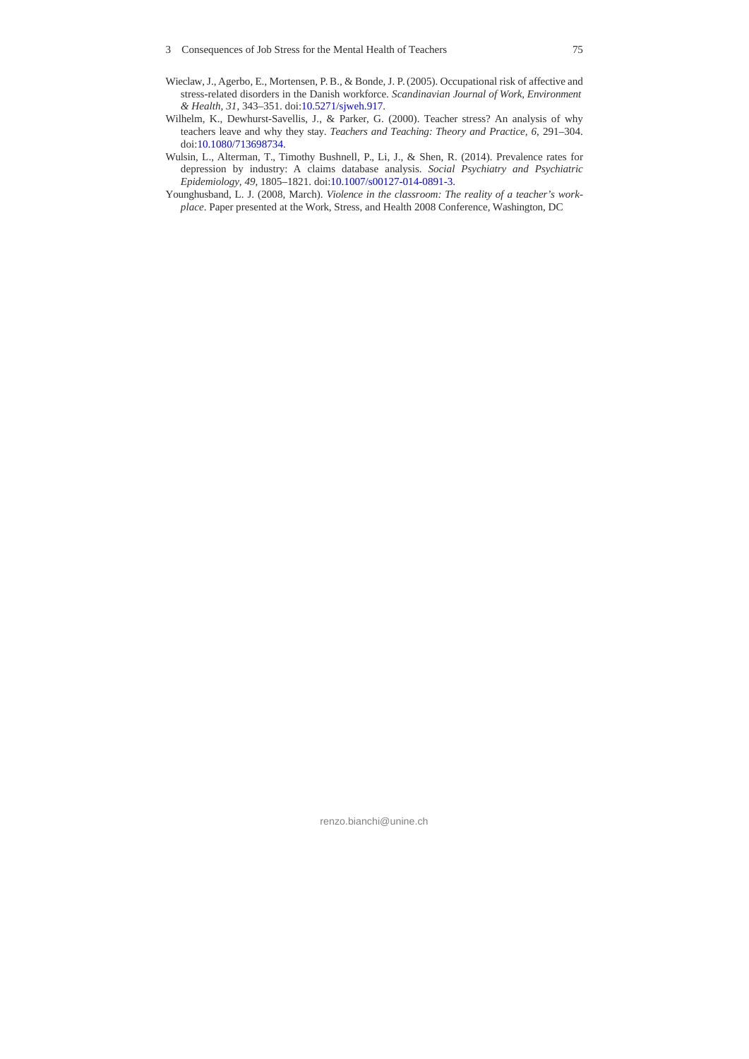Wieclaw, J., Agerbo, E., Mortensen, P. B., & Bonde, J. P. (2005). Occupational risk of affective and stress-related disorders in the Danish workforce. *Scandinavian Journal of Work, Environment & Health, 31*, 343–351. doi:10.5271/sjweh.917.

Wilhelm, K., Dewhurst-Savellis, J., & Parker, G. (2000). Teacher stress? An analysis of why teachers leave and why they stay. *Teachers and Teaching: Theory and Practice, 6*, 291–304. doi:10.1080/713698734.

Wulsin, L., Alterman, T., Timothy Bushnell, P., Li, J., & Shen, R. (2014). Prevalence rates for depression by industry: A claims database analysis. *Social Psychiatry and Psychiatric Epidemiology, 49*, 1805–1821. doi:10.1007/s00127-014-0891-3.

Younghusband, L. J. (2008, March). *Violence in the classroom: The reality of a teacher's workplace*. Paper presented at the Work, Stress, and Health 2008 Conference, Washington, DC

renzo.bianchi@unine.ch